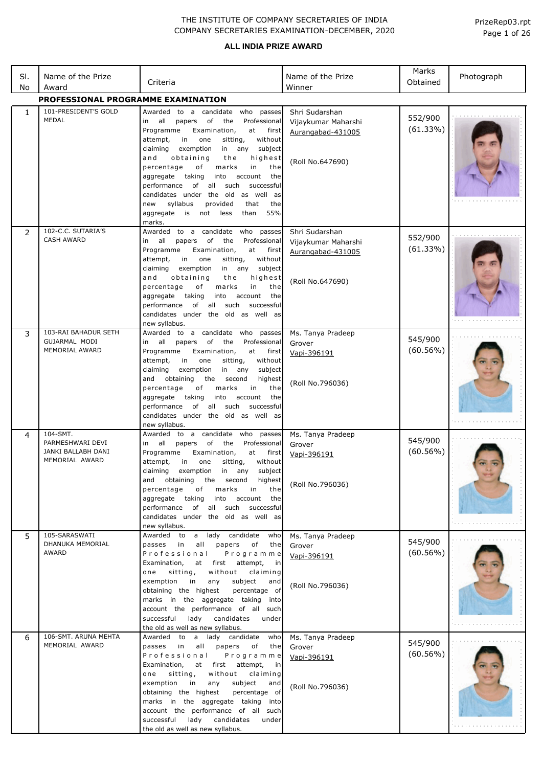THE INSTITUTE OF COMPANY SECRETARIES OF INDIA
COMPANY SECRETARIES EXAMINATION-DECEMBER, 2020

PrizeRep03.rpt

## ALL INDIA PRIZE AWARD

| Sl. No | Name of the Prize Award | Criteria | Name of the Prize Winner | Marks Obtained | Photograph |
|---|---|---|---|---|---|
| **PROFESSIONAL PROGRAMME EXAMINATION** | | | | | |
| 1 | 101-PRESIDENT'S GOLD MEDAL | Awarded to a candidate who passes in all papers of the Professional Programme Examination, at first attempt, in one sitting, without claiming exemption in any subject and obtaining the highest percentage of marks in the aggregate taking into account the performance of all such successful candidates under the old as well as new syllabus provided that the aggregate is not less than 55% marks. | Shri Sudarshan Vijaykumar Maharshi<br>Aurangabad-431005<br><br>(Roll No.647690) | 552/900<br>(61.33%) | |
| 2 | 102-C.C. SUTARIA'S CASH AWARD | Awarded to a candidate who passes in all papers of the Professional Programme Examination, at first attempt, in one sitting, without claiming exemption in any subject and obtaining the highest percentage of marks in the aggregate taking into account the performance of all such successful candidates under the old as well as new syllabus. | Shri Sudarshan Vijaykumar Maharshi<br>Aurangabad-431005<br><br>(Roll No.647690) | 552/900<br>(61.33%) | |
| 3 | 103-RAI BAHADUR SETH GUJARMAL MODI MEMORIAL AWARD | Awarded to a candidate who passes in all papers of the Professional Programme Examination, at first attempt, in one sitting, without claiming exemption in any subject and obtaining the second highest percentage of marks in the aggregate taking into account the performance of all such successful candidates under the old as well as new syllabus. | Ms. Tanya Pradeep Grover<br>Vapi-396191<br><br>(Roll No.796036) | 545/900<br>(60.56%) | |
| 4 | 104-SMT. PARMESHWARI DEVI JANKI BALLABH DANI MEMORIAL AWARD | Awarded to a candidate who passes in all papers of the Professional Programme Examination, at first attempt, in one sitting, without claiming exemption in any subject and obtaining the second highest percentage of marks in the aggregate taking into account the performance of all such successful candidates under the old as well as new syllabus. | Ms. Tanya Pradeep Grover<br>Vapi-396191<br><br>(Roll No.796036) | 545/900<br>(60.56%) | |
| 5 | 105-SARASWATI DHANUKA MEMORIAL AWARD | Awarded to a lady candidate who passes in all papers of the Professional Programme Examination, at first attempt, in one sitting, without claiming exemption in any subject and obtaining the highest percentage of marks in the aggregate taking into account the performance of all such successful lady candidates under the old as well as new syllabus. | Ms. Tanya Pradeep Grover<br>Vapi-396191<br><br>(Roll No.796036) | 545/900<br>(60.56%) | |
| 6 | 106-SMT. ARUNA MEHTA MEMORIAL AWARD | Awarded to a lady candidate who passes in all papers of the Professional Programme Examination, at first attempt, in one sitting, without claiming exemption in any subject and obtaining the highest percentage of marks in the aggregate taking into account the performance of all such successful lady candidates under the old as well as new syllabus. | Ms. Tanya Pradeep Grover<br>Vapi-396191<br><br>(Roll No.796036) | 545/900<br>(60.56%) | |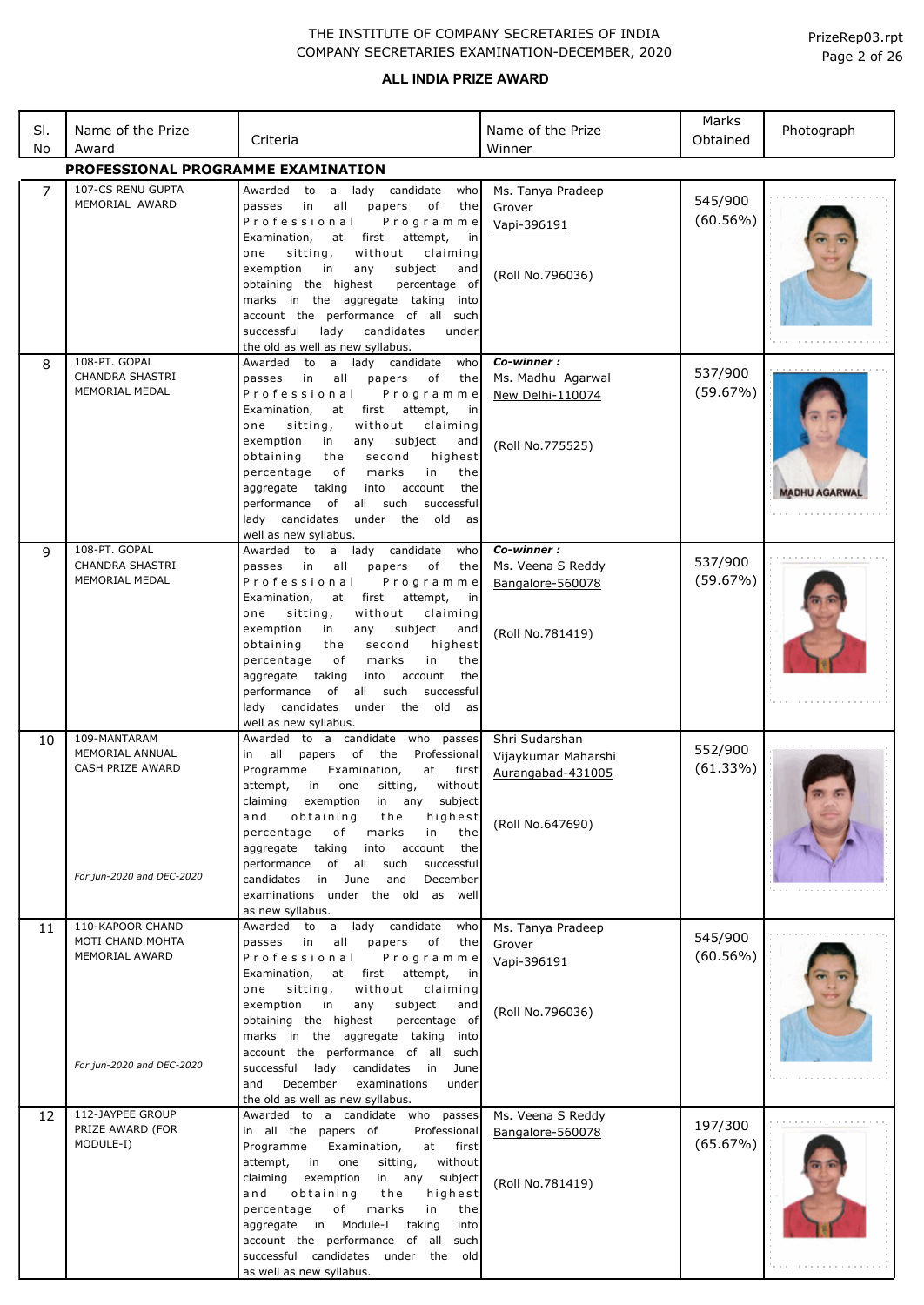THE INSTITUTE OF COMPANY SECRETARIES OF INDIA
COMPANY SECRETARIES EXAMINATION-DECEMBER, 2020

PrizeRep03.rpt

**ALL INDIA PRIZE AWARD**

| Sl. No | Name of the Prize Award | Criteria | Name of the Prize Winner | Marks Obtained | Photograph |
|---|---|---|---|---|---|
| **PROFESSIONAL PROGRAMME EXAMINATION** | | | | | |
| 7 | 107-CS RENU GUPTA MEMORIAL AWARD | Awarded to a lady candidate who passes in all papers of the Professional Programme Examination, at first attempt, in one sitting, without claiming exemption in any subject and obtaining the highest percentage of marks in the aggregate taking into account the performance of all such successful lady candidates under the old as well as new syllabus. | Ms. Tanya Pradeep Grover Vapi-396191 (Roll No.796036) | 545/900 (60.56%) | |
| 8 | 108-PT. GOPAL CHANDRA SHASTRI MEMORIAL MEDAL | Awarded to a lady candidate who passes in all papers of the Professional Programme Examination, at first attempt, in one sitting, without claiming exemption in any subject and obtaining the second highest percentage of marks in the aggregate taking into account the performance of all such successful lady candidates under the old as well as new syllabus. | ***Co-winner :*** Ms. Madhu Agarwal New Delhi-110074 (Roll No.775525) | 537/900 (59.67%) | MADHU AGARWAL |
| 9 | 108-PT. GOPAL CHANDRA SHASTRI MEMORIAL MEDAL | Awarded to a lady candidate who passes in all papers of the Professional Programme Examination, at first attempt, in one sitting, without claiming exemption in any subject and obtaining the second highest percentage of marks in the aggregate taking into account the performance of all such successful lady candidates under the old as well as new syllabus. | ***Co-winner :*** Ms. Veena S Reddy Bangalore-560078 (Roll No.781419) | 537/900 (59.67%) | |
| 10 | 109-MANTARAM MEMORIAL ANNUAL CASH PRIZE AWARD *For jun-2020 and DEC-2020* | Awarded to a candidate who passes in all papers of the Professional Programme Examination, at first attempt, in one sitting, without claiming exemption in any subject and obtaining the highest percentage of marks in the aggregate taking into account the performance of all such successful candidates in June and December examinations under the old as well as new syllabus. | Shri Sudarshan Vijaykumar Maharshi Aurangabad-431005 (Roll No.647690) | 552/900 (61.33%) | |
| 11 | 110-KAPOOR CHAND MOTI CHAND MOHTA MEMORIAL AWARD *For jun-2020 and DEC-2020* | Awarded to a lady candidate who passes in all papers of the Professional Programme Examination, at first attempt, in one sitting, without claiming exemption in any subject and obtaining the highest percentage of marks in the aggregate taking into account the performance of all such successful lady candidates in June and December examinations under the old as well as new syllabus. | Ms. Tanya Pradeep Grover Vapi-396191 (Roll No.796036) | 545/900 (60.56%) | |
| 12 | 112-JAYPEE GROUP PRIZE AWARD (FOR MODULE-I) | Awarded to a candidate who passes in all the papers of Professional Programme Examination, at first attempt, in one sitting, without claiming exemption in any subject and obtaining the highest percentage of marks in the aggregate in Module-I taking into account the performance of all such successful candidates under the old as well as new syllabus. | Ms. Veena S Reddy Bangalore-560078 (Roll No.781419) | 197/300 (65.67%) | |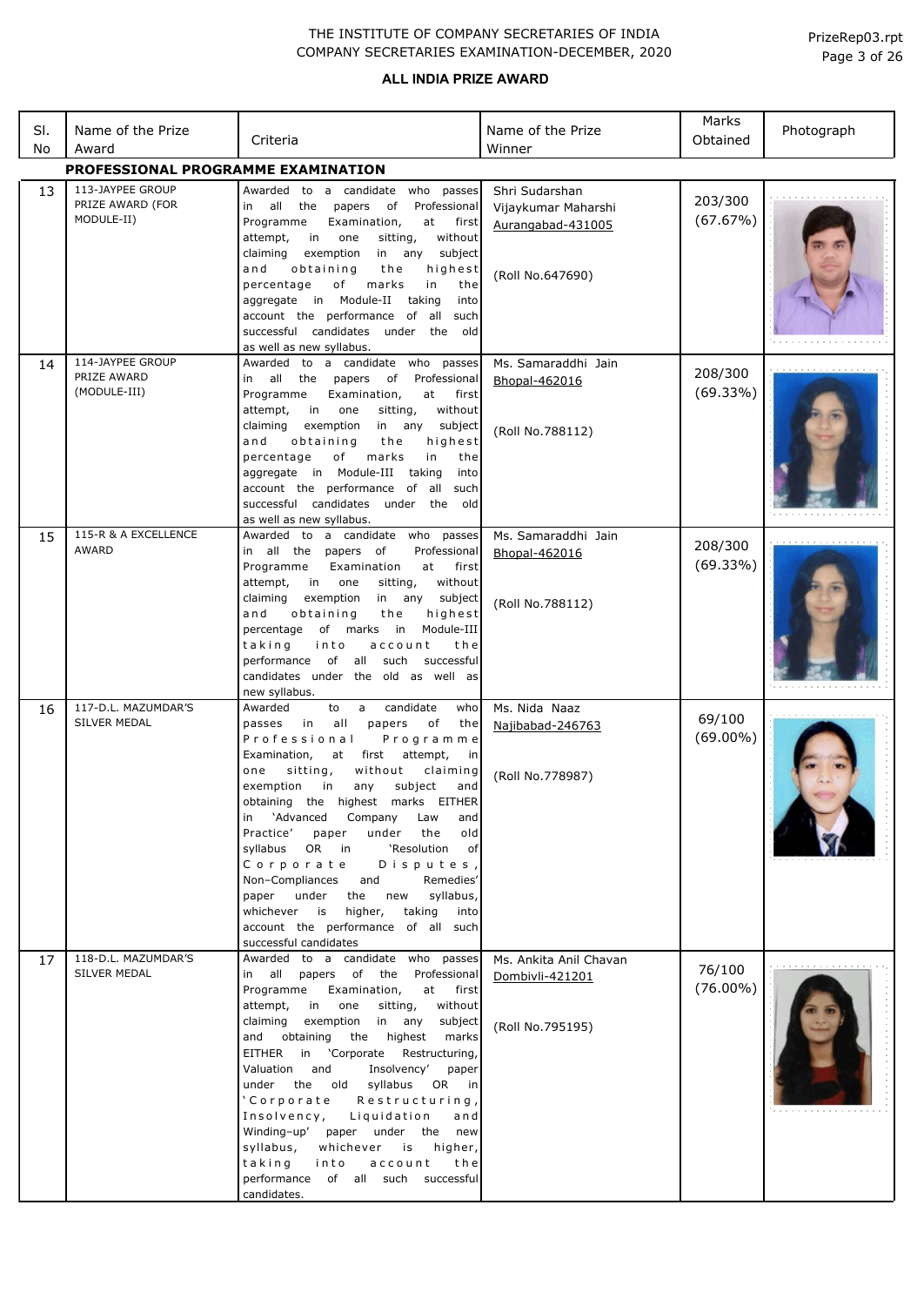THE INSTITUTE OF COMPANY SECRETARIES OF INDIA
COMPANY SECRETARIES EXAMINATION-DECEMBER, 2020

PrizeRep03.rpt

## ALL INDIA PRIZE AWARD

| Sl. No | Name of the Prize Award | Criteria | Name of the Prize Winner | Marks Obtained | Photograph |
|---|---|---|---|---|---|
| **PROFESSIONAL PROGRAMME EXAMINATION** | | | | | |
| 13 | 113-JAYPEE GROUP PRIZE AWARD (FOR MODULE-II) | Awarded to a candidate who passes in all the papers of Professional Programme Examination, at first attempt, in one sitting, without claiming exemption in any subject and obtaining the highest percentage of marks in the aggregate in Module-II taking into account the performance of all such successful candidates under the old as well as new syllabus. | Shri Sudarshan Vijaykumar Maharshi<br>Aurangabad-431005<br><br>(Roll No.647690) | 203/300<br>(67.67%) | |
| 14 | 114-JAYPEE GROUP PRIZE AWARD (MODULE-III) | Awarded to a candidate who passes in all the papers of Professional Programme Examination, at first attempt, in one sitting, without claiming exemption in any subject and obtaining the highest percentage of marks in the aggregate in Module-III taking into account the performance of all such successful candidates under the old as well as new syllabus. | Ms. Samaraddhi Jain<br>Bhopal-462016<br><br>(Roll No.788112) | 208/300<br>(69.33%) | |
| 15 | 115-R & A EXCELLENCE AWARD | Awarded to a candidate who passes in all the papers of Professional Programme Examination, at first attempt, in one sitting, without claiming exemption in any subject and obtaining the highest percentage of marks in Module-III taking into account the performance of all such successful candidates under the old as well as new syllabus. | Ms. Samaraddhi Jain<br>Bhopal-462016<br><br>(Roll No.788112) | 208/300<br>(69.33%) | |
| 16 | 117-D.L. MAZUMDAR'S SILVER MEDAL | Awarded to a candidate who passes in all papers of the Professional Programme Examination, at first attempt, in one sitting, without claiming exemption in any subject and obtaining the highest marks EITHER in 'Advanced Company Law and Practice' paper under the old syllabus OR in 'Resolution of Corporate Disputes, Non–Compliances and Remedies' paper under the new syllabus, whichever is higher, taking into account the performance of all such successful candidates | Ms. Nida Naaz<br>Najibabad-246763<br><br>(Roll No.778987) | 69/100<br>(69.00%) | |
| 17 | 118-D.L. MAZUMDAR'S SILVER MEDAL | Awarded to a candidate who passes in all papers of the Professional Programme Examination, at first attempt, in one sitting, without claiming exemption in any subject and obtaining the highest marks EITHER in 'Corporate Restructuring, Valuation and Insolvency' paper under the old syllabus OR in 'Corporate Restructuring, Insolvency, Liquidation and Winding–up' paper under the new syllabus, whichever is higher, taking into account the performance of all such successful candidates. | Ms. Ankita Anil Chavan<br>Dombivli-421201<br><br>(Roll No.795195) | 76/100<br>(76.00%) | |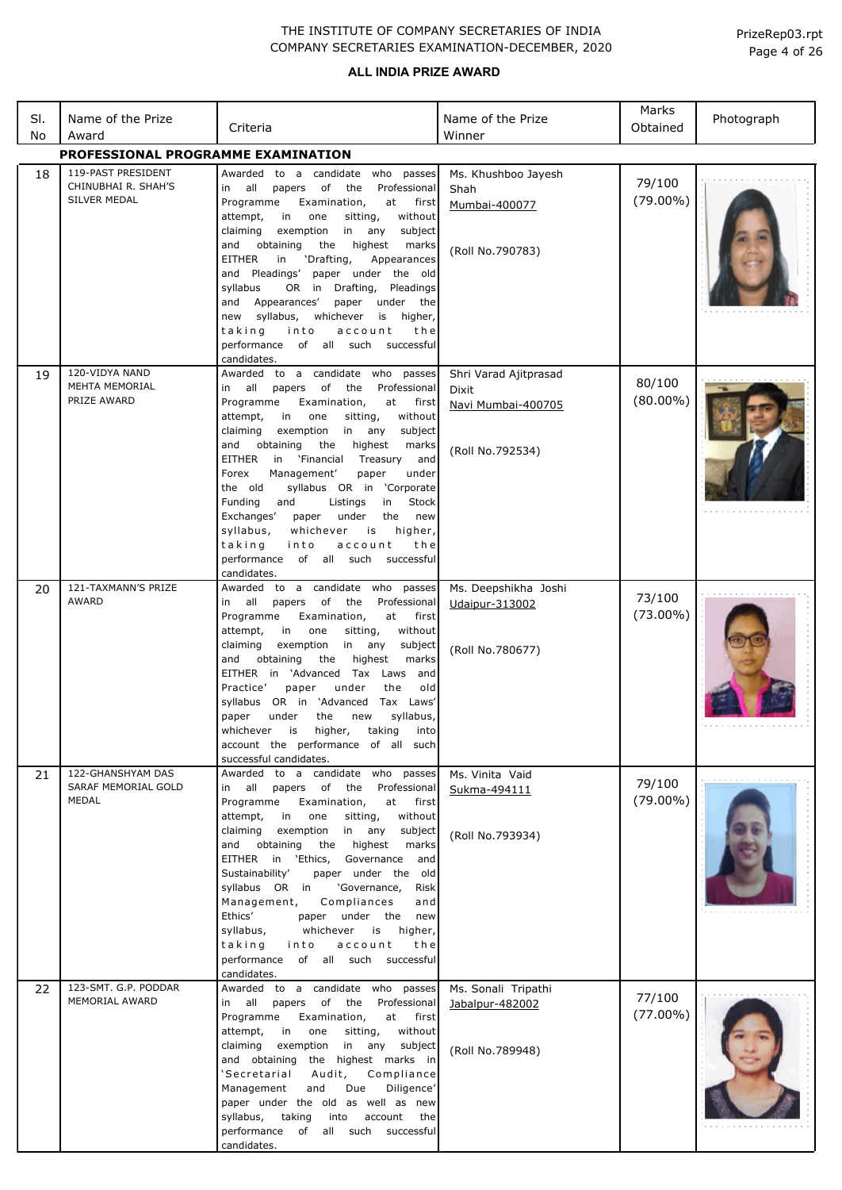THE INSTITUTE OF COMPANY SECRETARIES OF INDIA
COMPANY SECRETARIES EXAMINATION-DECEMBER, 2020

PrizeRep03.rpt

## ALL INDIA PRIZE AWARD

| Sl. No | Name of the Prize Award | Criteria | Name of the Prize Winner | Marks Obtained | Photograph |
|---|---|---|---|---|---|
| **PROFESSIONAL PROGRAMME EXAMINATION** | | | | | |
| 18 | 119-PAST PRESIDENT CHINUBHAI R. SHAH'S SILVER MEDAL | Awarded to a candidate who passes in all papers of the Professional Programme Examination, at first attempt, in one sitting, without claiming exemption in any subject and obtaining the highest marks EITHER in 'Drafting, Appearances and Pleadings' paper under the old syllabus OR in Drafting, Pleadings and Appearances' paper under the new syllabus, whichever is higher, taking into account the performance of all such successful candidates. | Ms. Khushboo Jayesh Shah<br>Mumbai-400077<br><br>(Roll No.790783) | 79/100<br>(79.00%) | |
| 19 | 120-VIDYA NAND MEHTA MEMORIAL PRIZE AWARD | Awarded to a candidate who passes in all papers of the Professional Programme Examination, at first attempt, in one sitting, without claiming exemption in any subject and obtaining the highest marks EITHER in 'Financial Treasury and Forex Management' paper under the old syllabus OR in 'Corporate Funding and Listings in Stock Exchanges' paper under the new syllabus, whichever is higher, taking into account the performance of all such successful candidates. | Shri Varad Ajitprasad Dixit<br>Navi Mumbai-400705<br><br>(Roll No.792534) | 80/100<br>(80.00%) | |
| 20 | 121-TAXMANN'S PRIZE AWARD | Awarded to a candidate who passes in all papers of the Professional Programme Examination, at first attempt, in one sitting, without claiming exemption in any subject and obtaining the highest marks EITHER in 'Advanced Tax Laws and Practice' paper under the old syllabus OR in 'Advanced Tax Laws' paper under the new syllabus, whichever is higher, taking into account the performance of all such successful candidates. | Ms. Deepshikha Joshi<br>Udaipur-313002<br><br>(Roll No.780677) | 73/100<br>(73.00%) | |
| 21 | 122-GHANSHYAM DAS SARAF MEMORIAL GOLD MEDAL | Awarded to a candidate who passes in all papers of the Professional Programme Examination, at first attempt, in one sitting, without claiming exemption in any subject and obtaining the highest marks EITHER in 'Ethics, Governance and Sustainability' paper under the old syllabus OR in 'Governance, Risk Management, Compliances and Ethics' paper under the new syllabus, whichever is higher, taking into account the performance of all such successful candidates. | Ms. Vinita Vaid<br>Sukma-494111<br><br>(Roll No.793934) | 79/100<br>(79.00%) | |
| 22 | 123-SMT. G.P. PODDAR MEMORIAL AWARD | Awarded to a candidate who passes in all papers of the Professional Programme Examination, at first attempt, in one sitting, without claiming exemption in any subject and obtaining the highest marks in 'Secretarial Audit, Compliance Management and Due Diligence' paper under the old as well as new syllabus, taking into account the performance of all such successful candidates. | Ms. Sonali Tripathi<br>Jabalpur-482002<br><br>(Roll No.789948) | 77/100<br>(77.00%) | |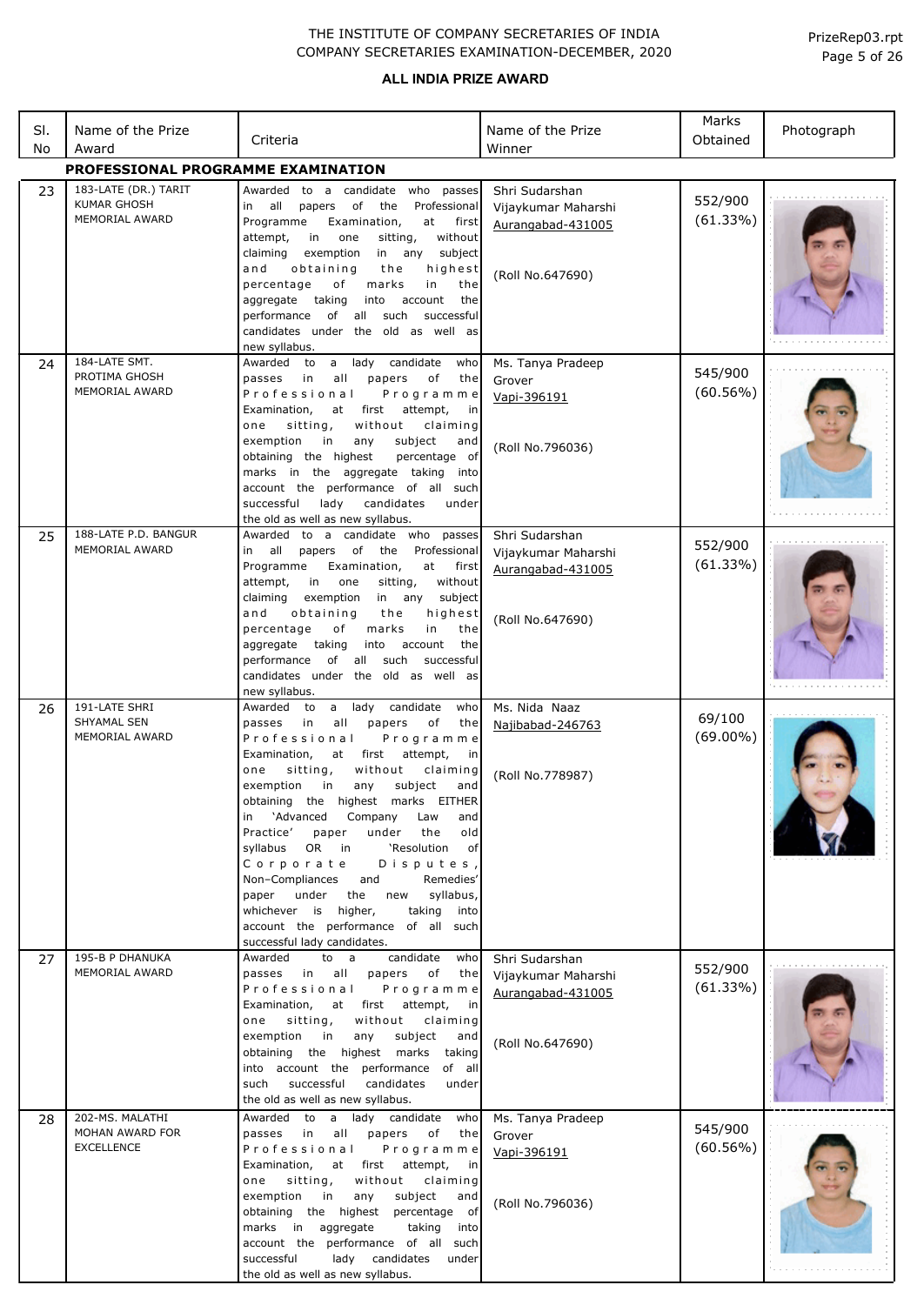THE INSTITUTE OF COMPANY SECRETARIES OF INDIA
COMPANY SECRETARIES EXAMINATION-DECEMBER, 2020

## ALL INDIA PRIZE AWARD

| Sl. No | Name of the Prize Award | Criteria | Name of the Prize Winner | Marks Obtained | Photograph |
|---|---|---|---|---|---|
| **PROFESSIONAL PROGRAMME EXAMINATION** | | | | | |
| 23 | 183-LATE (DR.) TARIT KUMAR GHOSH MEMORIAL AWARD | Awarded to a candidate who passes in all papers of the Professional Programme Examination, at first attempt, in one sitting, without claiming exemption in any subject and obtaining the highest percentage of marks in the aggregate taking into account the performance of all such successful candidates under the old as well as new syllabus. | Shri Sudarshan Vijaykumar Maharshi<br>Aurangabad-431005<br><br>(Roll No.647690) | 552/900 (61.33%) | |
| 24 | 184-LATE SMT. PROTIMA GHOSH MEMORIAL AWARD | Awarded to a lady candidate who passes in all papers of the Professional Programme Examination, at first attempt, in one sitting, without claiming exemption in any subject and obtaining the highest percentage of marks in the aggregate taking into account the performance of all such successful lady candidates under the old as well as new syllabus. | Ms. Tanya Pradeep Grover<br>Vapi-396191<br><br>(Roll No.796036) | 545/900 (60.56%) | |
| 25 | 188-LATE P.D. BANGUR MEMORIAL AWARD | Awarded to a candidate who passes in all papers of the Professional Programme Examination, at first attempt, in one sitting, without claiming exemption in any subject and obtaining the highest percentage of marks in the aggregate taking into account the performance of all such successful candidates under the old as well as new syllabus. | Shri Sudarshan Vijaykumar Maharshi<br>Aurangabad-431005<br><br>(Roll No.647690) | 552/900 (61.33%) | |
| 26 | 191-LATE SHRI SHYAMAL SEN MEMORIAL AWARD | Awarded to a lady candidate who passes in all papers of the Professional Programme Examination, at first attempt, in one sitting, without claiming exemption in any subject and obtaining the highest marks EITHER in 'Advanced Company Law and Practice' paper under the old syllabus OR in 'Resolution of Corporate Disputes, Non–Compliances and Remedies' paper under the new syllabus, whichever is higher, taking into account the performance of all such successful lady candidates. | Ms. Nida Naaz<br>Najibabad-246763<br><br>(Roll No.778987) | 69/100 (69.00%) | |
| 27 | 195-B P DHANUKA MEMORIAL AWARD | Awarded to a candidate who passes in all papers of the Professional Programme Examination, at first attempt, in one sitting, without claiming exemption in any subject and obtaining the highest marks taking into account the performance of all such successful candidates under the old as well as new syllabus. | Shri Sudarshan Vijaykumar Maharshi<br>Aurangabad-431005<br><br>(Roll No.647690) | 552/900 (61.33%) | |
| 28 | 202-MS. MALATHI MOHAN AWARD FOR EXCELLENCE | Awarded to a lady candidate who passes in all papers of the Professional Programme Examination, at first attempt, in one sitting, without claiming exemption in any subject and obtaining the highest percentage of marks in aggregate taking into account the performance of all such successful lady candidates under the old as well as new syllabus. | Ms. Tanya Pradeep Grover<br>Vapi-396191<br><br>(Roll No.796036) | 545/900 (60.56%) | |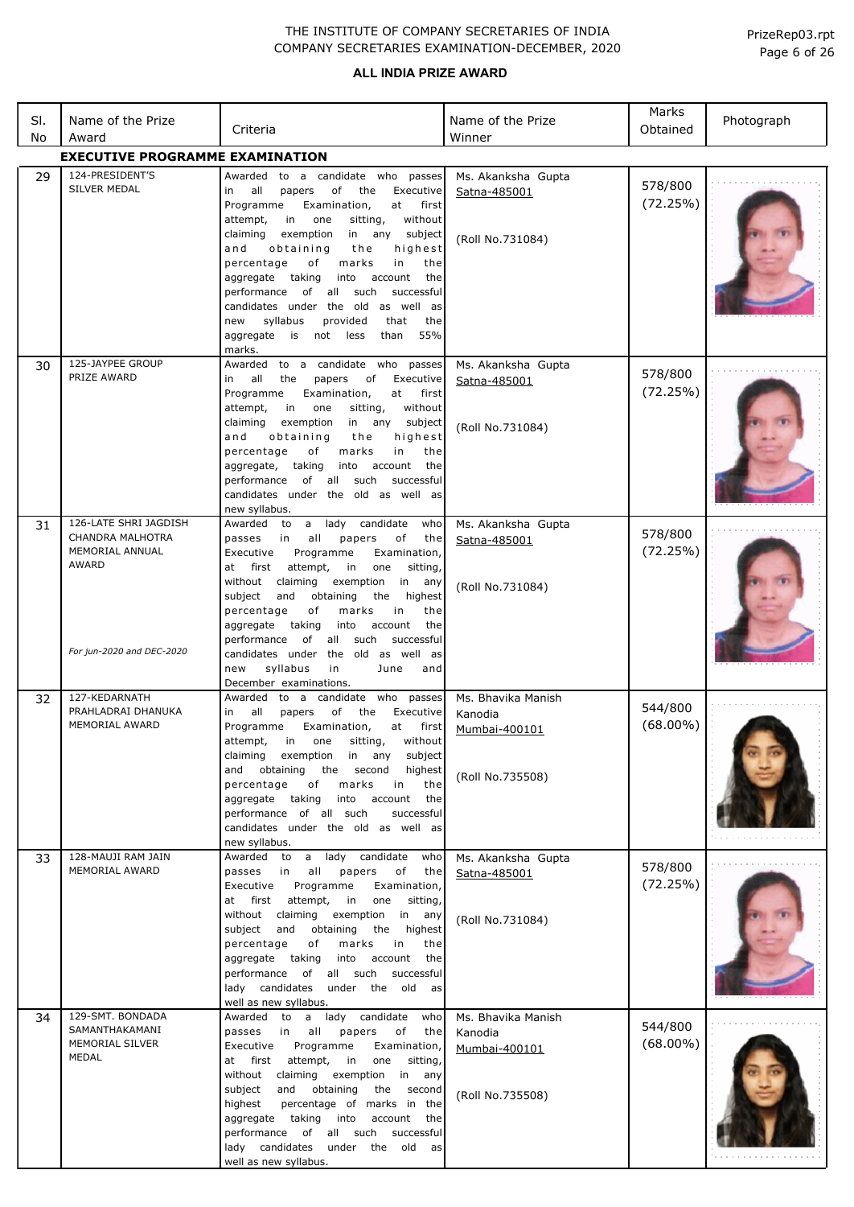THE INSTITUTE OF COMPANY SECRETARIES OF INDIA
COMPANY SECRETARIES EXAMINATION-DECEMBER, 2020

PrizeRep03.rpt

## ALL INDIA PRIZE AWARD

| Sl. No | Name of the Prize Award | Criteria | Name of the Prize Winner | Marks Obtained | Photograph |
|---|---|---|---|---|---|
| **EXECUTIVE PROGRAMME EXAMINATION** | | | | | |
| 29 | 124-PRESIDENT'S SILVER MEDAL | Awarded to a candidate who passes in all papers of the Executive Programme Examination, at first attempt, in one sitting, without claiming exemption in any subject and obtaining the highest percentage of marks in the aggregate taking into account the performance of all such successful candidates under the old as well as new syllabus provided that the aggregate is not less than 55% marks. | Ms. Akanksha Gupta<br>Satna-485001<br><br>(Roll No.731084) | 578/800<br>(72.25%) | |
| 30 | 125-JAYPEE GROUP PRIZE AWARD | Awarded to a candidate who passes in all the papers of Executive Programme Examination, at first attempt, in one sitting, without claiming exemption in any subject and obtaining the highest percentage of marks in the aggregate, taking into account the performance of all such successful candidates under the old as well as new syllabus. | Ms. Akanksha Gupta<br>Satna-485001<br><br>(Roll No.731084) | 578/800<br>(72.25%) | |
| 31 | 126-LATE SHRI JAGDISH CHANDRA MALHOTRA MEMORIAL ANNUAL AWARD<br><br>*For jun-2020 and DEC-2020* | Awarded to a lady candidate who passes in all papers of the Executive Programme Examination, at first attempt, in one sitting, without claiming exemption in any subject and obtaining the highest percentage of marks in the aggregate taking into account the performance of all such successful candidates under the old as well as new syllabus in June and December examinations. | Ms. Akanksha Gupta<br>Satna-485001<br><br>(Roll No.731084) | 578/800<br>(72.25%) | |
| 32 | 127-KEDARNATH PRAHLADRAI DHANUKA MEMORIAL AWARD | Awarded to a candidate who passes in all papers of the Executive Programme Examination, at first attempt, in one sitting, without claiming exemption in any subject and obtaining the second highest percentage of marks in the aggregate taking into account the performance of all such successful candidates under the old as well as new syllabus. | Ms. Bhavika Manish Kanodia<br>Mumbai-400101<br><br>(Roll No.735508) | 544/800<br>(68.00%) | |
| 33 | 128-MAUJI RAM JAIN MEMORIAL AWARD | Awarded to a lady candidate who passes in all papers of the Executive Programme Examination, at first attempt, in one sitting, without claiming exemption in any subject and obtaining the highest percentage of marks in the aggregate taking into account the performance of all such successful lady candidates under the old as well as new syllabus. | Ms. Akanksha Gupta<br>Satna-485001<br><br>(Roll No.731084) | 578/800<br>(72.25%) | |
| 34 | 129-SMT. BONDADA SAMANTHAKAMANI MEMORIAL SILVER MEDAL | Awarded to a lady candidate who passes in all papers of the Executive Programme Examination, at first attempt, in one sitting, without claiming exemption in any subject and obtaining the second highest percentage of marks in the aggregate taking into account the performance of all such successful lady candidates under the old as well as new syllabus. | Ms. Bhavika Manish Kanodia<br>Mumbai-400101<br><br>(Roll No.735508) | 544/800<br>(68.00%) | |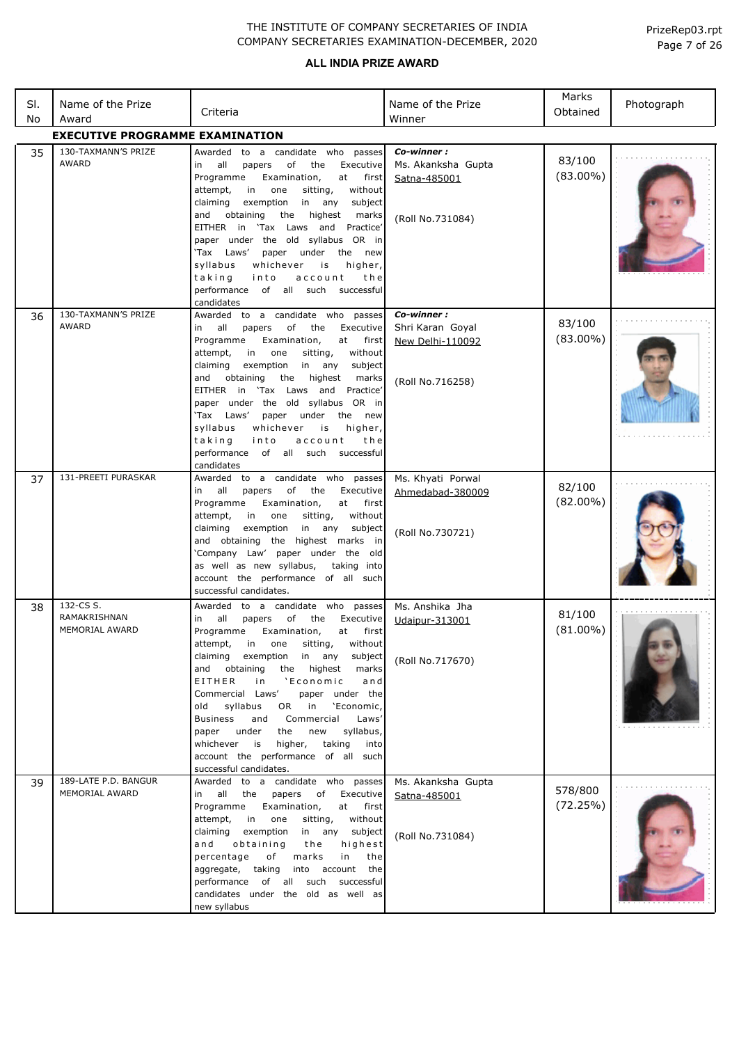THE INSTITUTE OF COMPANY SECRETARIES OF INDIA
COMPANY SECRETARIES EXAMINATION-DECEMBER, 2020

PrizeRep03.rpt

## ALL INDIA PRIZE AWARD

| Sl. No | Name of the Prize Award | Criteria | Name of the Prize Winner | Marks Obtained | Photograph |
|---|---|---|---|---|---|
| **EXECUTIVE PROGRAMME EXAMINATION** | | | | | |
| 35 | 130-TAXMANN'S PRIZE AWARD | Awarded to a candidate who passes in all papers of the Executive Programme Examination, at first attempt, in one sitting, without claiming exemption in any subject and obtaining the highest marks EITHER in 'Tax Laws and Practice' paper under the old syllabus OR in 'Tax Laws' paper under the new syllabus whichever is higher, taking into account the performance of all such successful candidates | ***Co-winner :*** Ms. Akanksha Gupta Satna-485001 (Roll No.731084) | 83/100 (83.00%) | |
| 36 | 130-TAXMANN'S PRIZE AWARD | Awarded to a candidate who passes in all papers of the Executive Programme Examination, at first attempt, in one sitting, without claiming exemption in any subject and obtaining the highest marks EITHER in 'Tax Laws and Practice' paper under the old syllabus OR in 'Tax Laws' paper under the new syllabus whichever is higher, taking into account the performance of all such successful candidates | ***Co-winner :*** Shri Karan Goyal New Delhi-110092 (Roll No.716258) | 83/100 (83.00%) | |
| 37 | 131-PREETI PURASKAR | Awarded to a candidate who passes in all papers of the Executive Programme Examination, at first attempt, in one sitting, without claiming exemption in any subject and obtaining the highest marks in 'Company Law' paper under the old as well as new syllabus, taking into account the performance of all such successful candidates. | Ms. Khyati Porwal Ahmedabad-380009 (Roll No.730721) | 82/100 (82.00%) | |
| 38 | 132-CS S. RAMAKRISHNAN MEMORIAL AWARD | Awarded to a candidate who passes in all papers of the Executive Programme Examination, at first attempt, in one sitting, without claiming exemption in any subject and obtaining the highest marks EITHER in 'Economic and Commercial Laws' paper under the old syllabus OR in 'Economic, Business and Commercial Laws' paper under the new syllabus, whichever is higher, taking into account the performance of all such successful candidates. | Ms. Anshika Jha Udaipur-313001 (Roll No.717670) | 81/100 (81.00%) | |
| 39 | 189-LATE P.D. BANGUR MEMORIAL AWARD | Awarded to a candidate who passes in all the papers of Executive Programme Examination, at first attempt, in one sitting, without claiming exemption in any subject and obtaining the highest percentage of marks in the aggregate, taking into account the performance of all such successful candidates under the old as well as new syllabus | Ms. Akanksha Gupta Satna-485001 (Roll No.731084) | 578/800 (72.25%) | |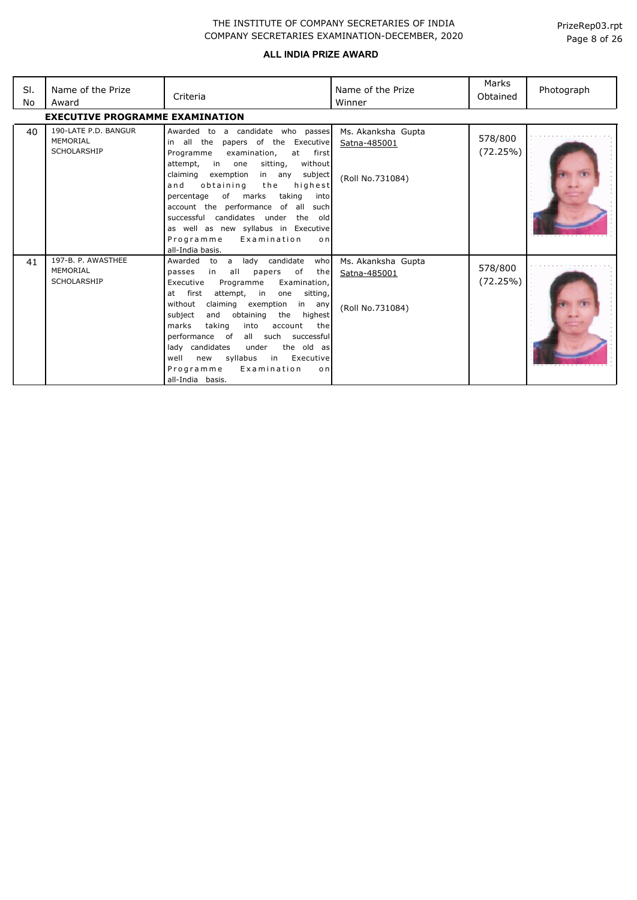# THE INSTITUTE OF COMPANY SECRETARIES OF INDIA
## COMPANY SECRETARIES EXAMINATION-DECEMBER, 2020

### ALL INDIA PRIZE AWARD

| Sl. No | Name of the Prize Award | Criteria | Name of the Prize Winner | Marks Obtained | Photograph |
|---|---|---|---|---|---|
| **EXECUTIVE PROGRAMME EXAMINATION** | | | | | |
| 40 | 190-LATE P.D. BANGUR MEMORIAL SCHOLARSHIP | Awarded to a candidate who passes in all the papers of the Executive Programme examination, at first attempt, in one sitting, without claiming exemption in any subject and obtaining the highest percentage of marks taking into account the performance of all such successful candidates under the old as well as new syllabus in Executive Programme Examination on all-India basis. | Ms. Akanksha Gupta<br>Satna-485001<br><br>(Roll No.731084) | 578/800<br>(72.25%) | |
| 41 | 197-B. P. AWASTHEE MEMORIAL SCHOLARSHIP | Awarded to a lady candidate who passes in all papers of the Executive Programme Examination, at first attempt, in one sitting, without claiming exemption in any subject and obtaining the highest marks taking into account the performance of all such successful lady candidates under the old as well new syllabus in Executive Programme Examination on all-India basis. | Ms. Akanksha Gupta<br>Satna-485001<br><br>(Roll No.731084) | 578/800<br>(72.25%) | |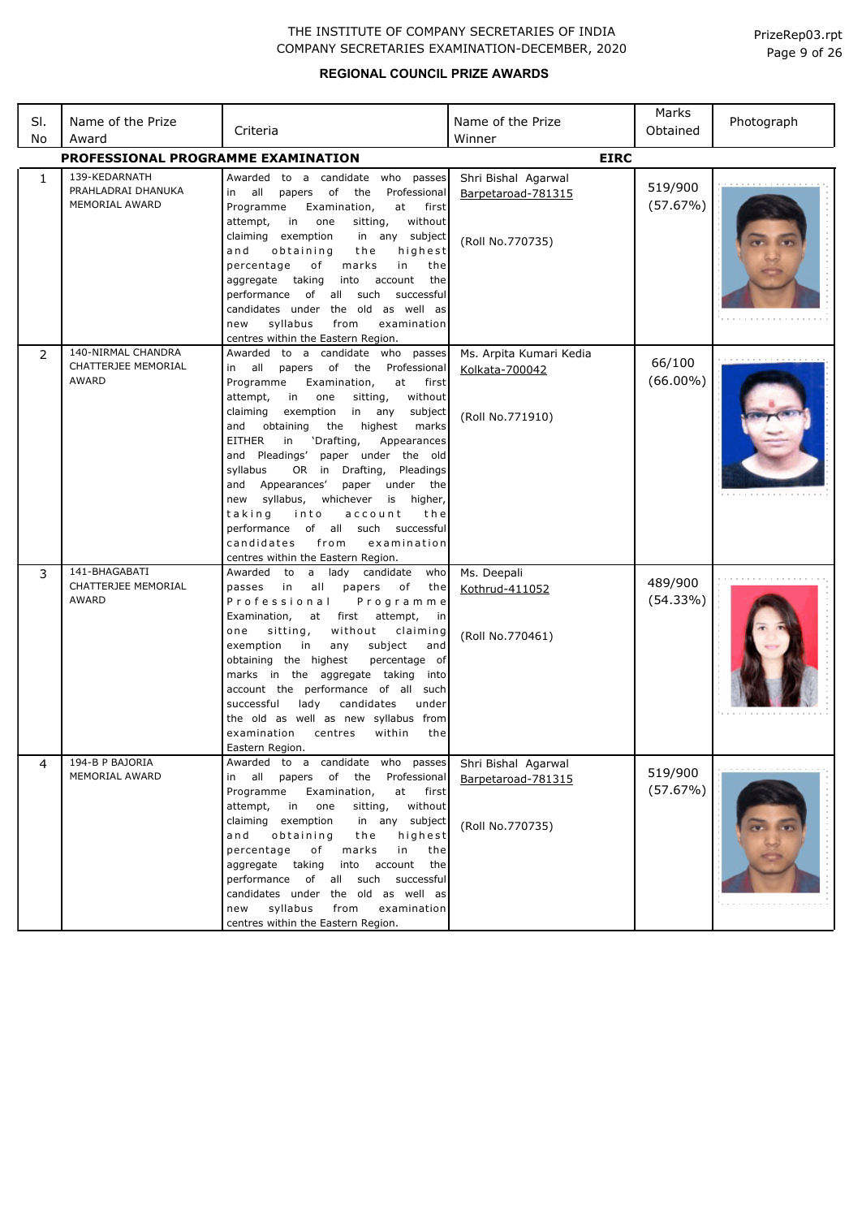THE INSTITUTE OF COMPANY SECRETARIES OF INDIA
COMPANY SECRETARIES EXAMINATION-DECEMBER, 2020

PrizeRep03.rpt

## REGIONAL COUNCIL PRIZE AWARDS

| Sl. No | Name of the Prize Award | Criteria | Name of the Prize Winner | Marks Obtained | Photograph |
|---|---|---|---|---|---|
| **PROFESSIONAL PROGRAMME EXAMINATION** | | | **EIRC** | | |
| 1 | 139-KEDARNATH PRAHLADRAI DHANUKA MEMORIAL AWARD | Awarded to a candidate who passes in all papers of the Professional Programme Examination, at first attempt, in one sitting, without claiming exemption in any subject and obtaining the highest percentage of marks in the aggregate taking into account the performance of all such successful candidates under the old as well as new syllabus from examination centres within the Eastern Region. | Shri Bishal Agarwal<br>Barpetaroad-781315<br><br>(Roll No.770735) | 519/900<br>(57.67%) | |
| 2 | 140-NIRMAL CHANDRA CHATTERJEE MEMORIAL AWARD | Awarded to a candidate who passes in all papers of the Professional Programme Examination, at first attempt, in one sitting, without claiming exemption in any subject and obtaining the highest marks EITHER in 'Drafting, Appearances and Pleadings' paper under the old syllabus OR in Drafting, Pleadings and Appearances' paper under the new syllabus, whichever is higher, taking into account the performance of all such successful candidates from examination centres within the Eastern Region. | Ms. Arpita Kumari Kedia<br>Kolkata-700042<br><br>(Roll No.771910) | 66/100<br>(66.00%) | |
| 3 | 141-BHAGABATI CHATTERJEE MEMORIAL AWARD | Awarded to a lady candidate who passes in all papers of the Professional Programme Examination, at first attempt, in one sitting, without claiming exemption in any subject and obtaining the highest percentage of marks in the aggregate taking into account the performance of all such successful lady candidates under the old as well as new syllabus from examination centres within the Eastern Region. | Ms. Deepali<br>Kothrud-411052<br><br>(Roll No.770461) | 489/900<br>(54.33%) | |
| 4 | 194-B P BAJORIA MEMORIAL AWARD | Awarded to a candidate who passes in all papers of the Professional Programme Examination, at first attempt, in one sitting, without claiming exemption in any subject and obtaining the highest percentage of marks in the aggregate taking into account the performance of all such successful candidates under the old as well as new syllabus from examination centres within the Eastern Region. | Shri Bishal Agarwal<br>Barpetaroad-781315<br><br>(Roll No.770735) | 519/900<br>(57.67%) | |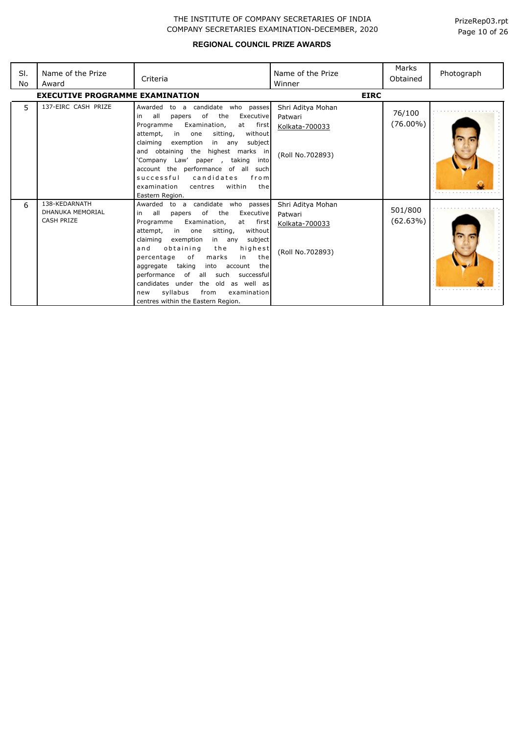THE INSTITUTE OF COMPANY SECRETARIES OF INDIA
COMPANY SECRETARIES EXAMINATION-DECEMBER, 2020

PrizeRep03.rpt

## REGIONAL COUNCIL PRIZE AWARDS

| Sl. No | Name of the Prize Award | Criteria | Name of the Prize Winner | Marks Obtained | Photograph |
|---|---|---|---|---|---|
| **EXECUTIVE PROGRAMME EXAMINATION** | | | **EIRC** | | |
| 5 | 137-EIRC CASH PRIZE | Awarded to a candidate who passes in all papers of the Executive Programme Examination, at first attempt, in one sitting, without claiming exemption in any subject and obtaining the highest marks in 'Company Law' paper , taking into account the performance of all such successful candidates from examination centres within the Eastern Region. | Shri Aditya Mohan Patwari Kolkata-700033 (Roll No.702893) | 76/100 (76.00%) | |
| 6 | 138-KEDARNATH DHANUKA MEMORIAL CASH PRIZE | Awarded to a candidate who passes in all papers of the Executive Programme Examination, at first attempt, in one sitting, without claiming exemption in any subject and obtaining the highest percentage of marks in the aggregate taking into account the performance of all such successful candidates under the old as well as new syllabus from examination centres within the Eastern Region. | Shri Aditya Mohan Patwari Kolkata-700033 (Roll No.702893) | 501/800 (62.63%) | |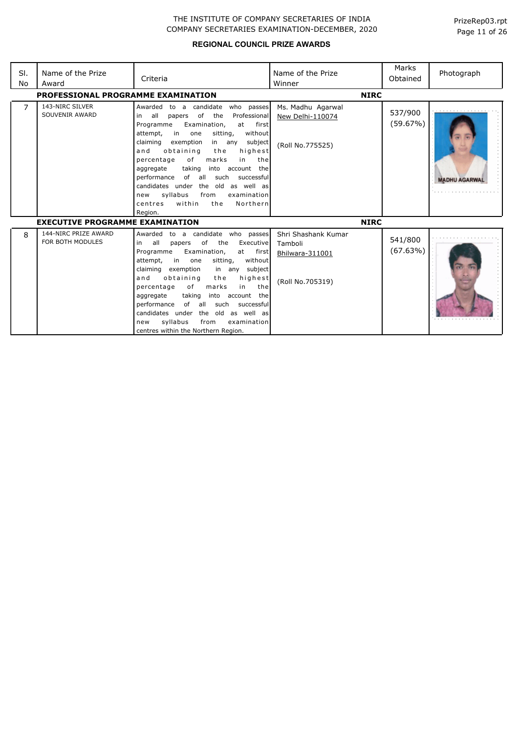THE INSTITUTE OF COMPANY SECRETARIES OF INDIA
COMPANY SECRETARIES EXAMINATION-DECEMBER, 2020

## REGIONAL COUNCIL PRIZE AWARDS

| Sl. No | Name of the Prize Award | Criteria | Name of the Prize Winner | Marks Obtained | Photograph |
|---|---|---|---|---|---|
| **PROFESSIONAL PROGRAMME EXAMINATION** | | | **NIRC** | | |
| 7 | 143-NIRC SILVER SOUVENIR AWARD | Awarded to a candidate who passes in all papers of the Professional Programme Examination, at first attempt, in one sitting, without claiming exemption in any subject and obtaining the highest percentage of marks in the aggregate taking into account the performance of all such successful candidates under the old as well as new syllabus from examination centres within the Northern Region. | Ms. Madhu Agarwal<br>New Delhi-110074<br><br>(Roll No.775525) | 537/900<br>(59.67%) | MADHU AGARWAL |
| **EXECUTIVE PROGRAMME EXAMINATION** | | | **NIRC** | | |
| 8 | 144-NIRC PRIZE AWARD FOR BOTH MODULES | Awarded to a candidate who passes in all papers of the Executive Programme Examination, at first attempt, in one sitting, without claiming exemption in any subject and obtaining the highest percentage of marks in the aggregate taking into account the performance of all such successful candidates under the old as well as new syllabus from examination centres within the Northern Region. | Shri Shashank Kumar Tamboli<br>Bhilwara-311001<br><br>(Roll No.705319) | 541/800<br>(67.63%) | |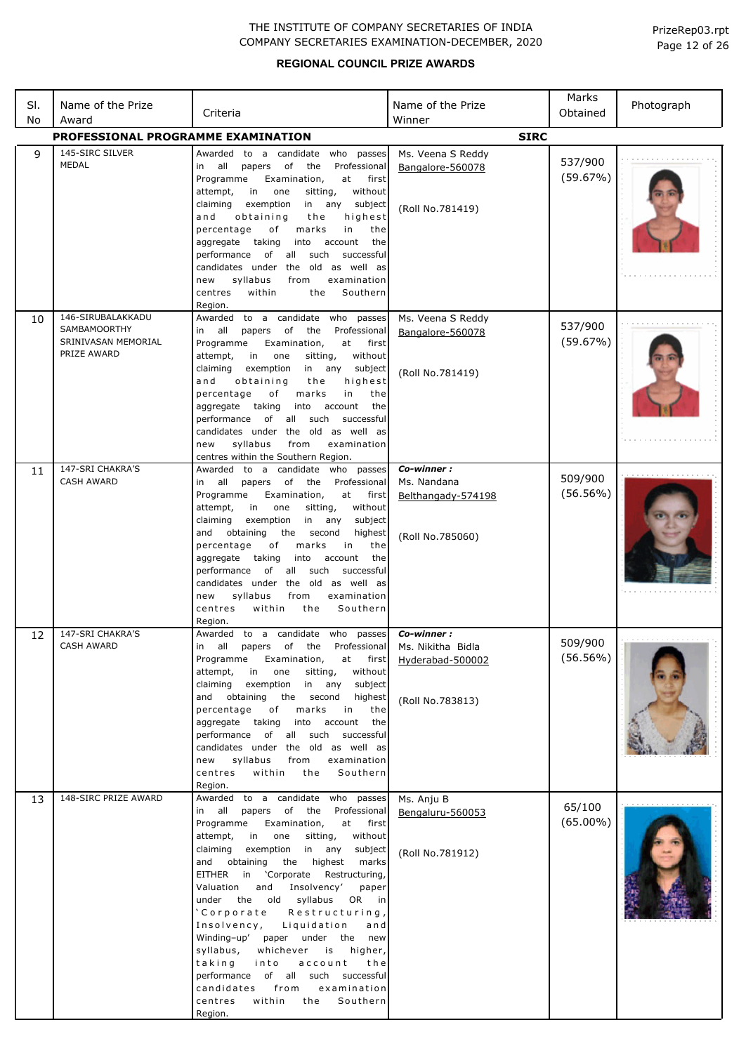# THE INSTITUTE OF COMPANY SECRETARIES OF INDIA
## COMPANY SECRETARIES EXAMINATION-DECEMBER, 2020

### REGIONAL COUNCIL PRIZE AWARDS

| Sl. No | Name of the Prize Award | Criteria | Name of the Prize Winner | Marks Obtained | Photograph |
|---|---|---|---|---|---|
| **PROFESSIONAL PROGRAMME EXAMINATION** | | | **SIRC** | | |
| 9 | 145-SIRC SILVER MEDAL | Awarded to a candidate who passes in all papers of the Professional Programme Examination, at first attempt, in one sitting, without claiming exemption in any subject and obtaining the highest percentage of marks in the aggregate taking into account the performance of all such successful candidates under the old as well as new syllabus from examination centres within the Southern Region. | Ms. Veena S Reddy<br>Bangalore-560078<br><br>(Roll No.781419) | 537/900<br>(59.67%) | |
| 10 | 146-SIRUBALAKKADU SAMBAMOORTHY SRINIVASAN MEMORIAL PRIZE AWARD | Awarded to a candidate who passes in all papers of the Professional Programme Examination, at first attempt, in one sitting, without claiming exemption in any subject and obtaining the highest percentage of marks in the aggregate taking into account the performance of all such successful candidates under the old as well as new syllabus from examination centres within the Southern Region. | Ms. Veena S Reddy<br>Bangalore-560078<br><br>(Roll No.781419) | 537/900<br>(59.67%) | |
| 11 | 147-SRI CHAKRA'S CASH AWARD | Awarded to a candidate who passes in all papers of the Professional Programme Examination, at first attempt, in one sitting, without claiming exemption in any subject and obtaining the second highest percentage of marks in the aggregate taking into account the performance of all such successful candidates under the old as well as new syllabus from examination centres within the Southern Region. | ***Co-winner :***<br>Ms. Nandana<br>Belthangady-574198<br><br>(Roll No.785060) | 509/900<br>(56.56%) | |
| 12 | 147-SRI CHAKRA'S CASH AWARD | Awarded to a candidate who passes in all papers of the Professional Programme Examination, at first attempt, in one sitting, without claiming exemption in any subject and obtaining the second highest percentage of marks in the aggregate taking into account the performance of all such successful candidates under the old as well as new syllabus from examination centres within the Southern Region. | ***Co-winner :***<br>Ms. Nikitha Bidla<br>Hyderabad-500002<br><br>(Roll No.783813) | 509/900<br>(56.56%) | |
| 13 | 148-SIRC PRIZE AWARD | Awarded to a candidate who passes in all papers of the Professional Programme Examination, at first attempt, in one sitting, without claiming exemption in any subject and obtaining the highest marks EITHER in 'Corporate Restructuring, Valuation and Insolvency' paper under the old syllabus OR in 'Corporate Restructuring, Insolvency, Liquidation and Winding-up' paper under the new syllabus, whichever is higher, taking into account the performance of all such successful candidates from examination centres within the Southern Region. | Ms. Anju B<br>Bengaluru-560053<br><br>(Roll No.781912) | 65/100<br>(65.00%) | |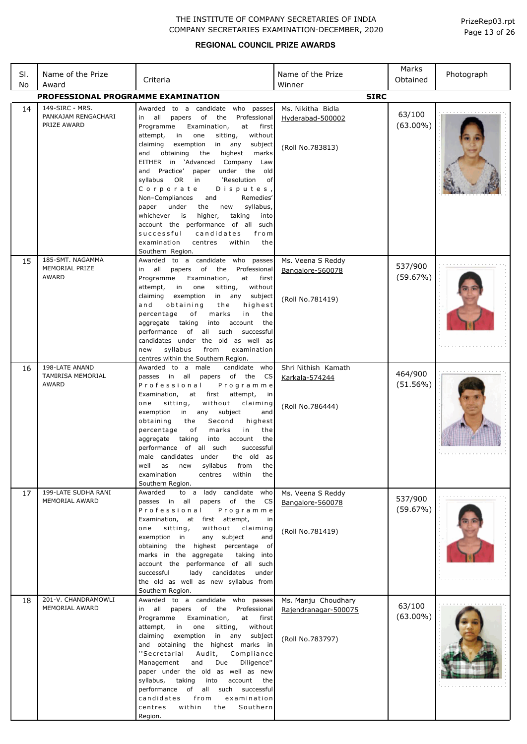THE INSTITUTE OF COMPANY SECRETARIES OF INDIA
COMPANY SECRETARIES EXAMINATION-DECEMBER, 2020

PrizeRep03.rpt

## REGIONAL COUNCIL PRIZE AWARDS

| Sl. No | Name of the Prize Award | Criteria | Name of the Prize Winner | Marks Obtained | Photograph |
|---|---|---|---|---|---|
| **PROFESSIONAL PROGRAMME EXAMINATION** | | | **SIRC** | | |
| 14 | 149-SIRC - MRS. PANKAJAM RENGACHARI PRIZE AWARD | Awarded to a candidate who passes in all papers of the Professional Programme Examination, at first attempt, in one sitting, without claiming exemption in any subject and obtaining the highest marks EITHER in 'Advanced Company Law and Practice' paper under the old syllabus OR in 'Resolution of Corporate Disputes, Non–Compliances and Remedies' paper under the new syllabus, whichever is higher, taking into account the performance of all such successful candidates from examination centres within the Southern Region. | Ms. Nikitha Bidla<br>Hyderabad-500002<br><br>(Roll No.783813) | 63/100<br>(63.00%) | |
| 15 | 185-SMT. NAGAMMA MEMORIAL PRIZE AWARD | Awarded to a candidate who passes in all papers of the Professional Programme Examination, at first attempt, in one sitting, without claiming exemption in any subject and obtaining the highest percentage of marks in the aggregate taking into account the performance of all such successful candidates under the old as well as new syllabus from examination centres within the Southern Region. | Ms. Veena S Reddy<br>Bangalore-560078<br><br>(Roll No.781419) | 537/900<br>(59.67%) | |
| 16 | 198-LATE ANAND TAMIRISA MEMORIAL AWARD | Awarded to a male candidate who passes in all papers of the CS Professional Programme Examination, at first attempt, in one sitting, without claiming exemption in any subject and obtaining the Second highest percentage of marks in the aggregate taking into account the performance of all such successful male candidates under the old as well as new syllabus from the examination centres within the Southern Region. | Shri Nithish Kamath<br>Karkala-574244<br><br>(Roll No.786444) | 464/900<br>(51.56%) | |
| 17 | 199-LATE SUDHA RANI MEMORIAL AWARD | Awarded to a lady candidate who passes in all papers of the CS Professional Programme Examination, at first attempt, in one sitting, without claiming exemption in any subject and obtaining the highest percentage of marks in the aggregate taking into account the performance of all such successful lady candidates under the old as well as new syllabus from Southern Region. | Ms. Veena S Reddy<br>Bangalore-560078<br><br>(Roll No.781419) | 537/900<br>(59.67%) | |
| 18 | 201-V. CHANDRAMOWLI MEMORIAL AWARD | Awarded to a candidate who passes in all papers of the Professional Programme Examination, at first attempt, in one sitting, without claiming exemption in any subject and obtaining the highest marks in ''Secretarial Audit, Compliance Management and Due Diligence'' paper under the old as well as new syllabus, taking into account the performance of all such successful candidates from examination centres within the Southern Region. | Ms. Manju Choudhary<br>Rajendranagar-500075<br><br>(Roll No.783797) | 63/100<br>(63.00%) | |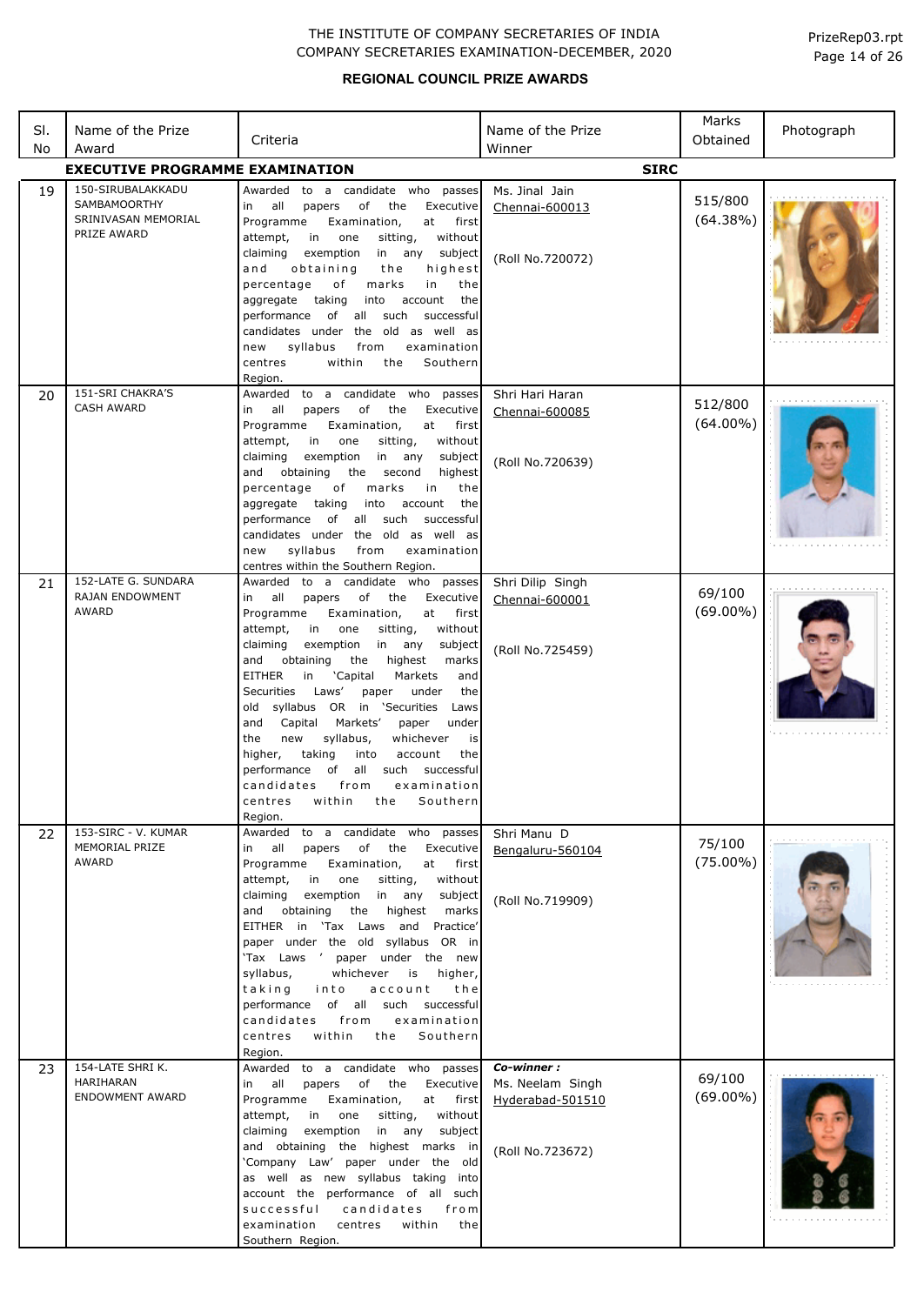THE INSTITUTE OF COMPANY SECRETARIES OF INDIA
COMPANY SECRETARIES EXAMINATION-DECEMBER, 2020

PrizeRep03.rpt

## REGIONAL COUNCIL PRIZE AWARDS

| Sl. No | Name of the Prize Award | Criteria | Name of the Prize Winner | Marks Obtained | Photograph |
|---|---|---|---|---|---|
| | **EXECUTIVE PROGRAMME EXAMINATION** | | **SIRC** | | |
| 19 | 150-SIRUBALAKKADU SAMBAMOORTHY SRINIVASAN MEMORIAL PRIZE AWARD | Awarded to a candidate who passes in all papers of the Executive Programme Examination, at first attempt, in one sitting, without claiming exemption in any subject and obtaining the highest percentage of marks in the aggregate taking into account the performance of all such successful candidates under the old as well as new syllabus from examination centres within the Southern Region. | Ms. Jinal Jain Chennai-600013 (Roll No.720072) | 515/800 (64.38%) | |
| 20 | 151-SRI CHAKRA'S CASH AWARD | Awarded to a candidate who passes in all papers of the Executive Programme Examination, at first attempt, in one sitting, without claiming exemption in any subject and obtaining the second highest percentage of marks in the aggregate taking into account the performance of all such successful candidates under the old as well as new syllabus from examination centres within the Southern Region. | Shri Hari Haran Chennai-600085 (Roll No.720639) | 512/800 (64.00%) | |
| 21 | 152-LATE G. SUNDARA RAJAN ENDOWMENT AWARD | Awarded to a candidate who passes in all papers of the Executive Programme Examination, at first attempt, in one sitting, without claiming exemption in any subject and obtaining the highest marks EITHER in 'Capital Markets and Securities Laws' paper under the old syllabus OR in 'Securities Laws and Capital Markets' paper under the new syllabus, whichever is higher, taking into account the performance of all such successful candidates from examination centres within the Southern Region. | Shri Dilip Singh Chennai-600001 (Roll No.725459) | 69/100 (69.00%) | |
| 22 | 153-SIRC - V. KUMAR MEMORIAL PRIZE AWARD | Awarded to a candidate who passes in all papers of the Executive Programme Examination, at first attempt, in one sitting, without claiming exemption in any subject and obtaining the highest marks EITHER in 'Tax Laws and Practice' paper under the old syllabus OR in 'Tax Laws ' paper under the new syllabus, whichever is higher, taking into account the performance of all such successful candidates from examination centres within the Southern Region. | Shri Manu D Bengaluru-560104 (Roll No.719909) | 75/100 (75.00%) | |
| 23 | 154-LATE SHRI K. HARIHARAN ENDOWMENT AWARD | Awarded to a candidate who passes in all papers of the Executive Programme Examination, at first attempt, in one sitting, without claiming exemption in any subject and obtaining the highest marks in 'Company Law' paper under the old as well as new syllabus taking into account the performance of all such successful candidates from examination centres within the Southern Region. | ***Co-winner :*** Ms. Neelam Singh Hyderabad-501510 (Roll No.723672) | 69/100 (69.00%) | |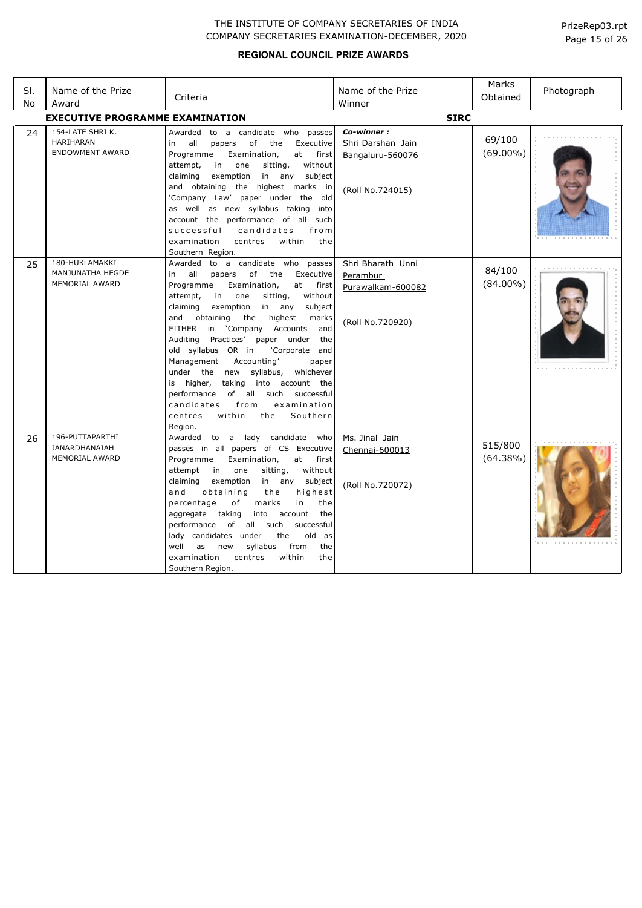THE INSTITUTE OF COMPANY SECRETARIES OF INDIA
COMPANY SECRETARIES EXAMINATION-DECEMBER, 2020

## REGIONAL COUNCIL PRIZE AWARDS

| Sl. No | Name of the Prize Award | Criteria | Name of the Prize Winner | Marks Obtained | Photograph |
|---|---|---|---|---|---|
| **EXECUTIVE PROGRAMME EXAMINATION** | | | **SIRC** | | |
| 24 | 154-LATE SHRI K. HARIHARAN ENDOWMENT AWARD | Awarded to a candidate who passes in all papers of the Executive Programme Examination, at first attempt, in one sitting, without claiming exemption in any subject and obtaining the highest marks in 'Company Law' paper under the old as well as new syllabus taking into account the performance of all such successful candidates from examination centres within the Southern Region. | ***Co-winner :*** Shri Darshan Jain Bangaluru-560076 (Roll No.724015) | 69/100 (69.00%) | |
| 25 | 180-HUKLAMAKKI MANJUNATHA HEGDE MEMORIAL AWARD | Awarded to a candidate who passes in all papers of the Executive Programme Examination, at first attempt, in one sitting, without claiming exemption in any subject and obtaining the highest marks EITHER in 'Company Accounts and Auditing Practices' paper under the old syllabus OR in 'Corporate and Management Accounting' paper under the new syllabus, whichever is higher, taking into account the performance of all such successful candidates from examination centres within the Southern Region. | Shri Bharath Unni Perambur Purawalkam-600082 (Roll No.720920) | 84/100 (84.00%) | |
| 26 | 196-PUTTAPARTHI JANARDHANAIAH MEMORIAL AWARD | Awarded to a lady candidate who passes in all papers of CS Executive Programme Examination, at first attempt in one sitting, without claiming exemption in any subject and obtaining the highest percentage of marks in the aggregate taking into account the performance of all such successful lady candidates under the old as well as new syllabus from the examination centres within the Southern Region. | Ms. Jinal Jain Chennai-600013 (Roll No.720072) | 515/800 (64.38%) | |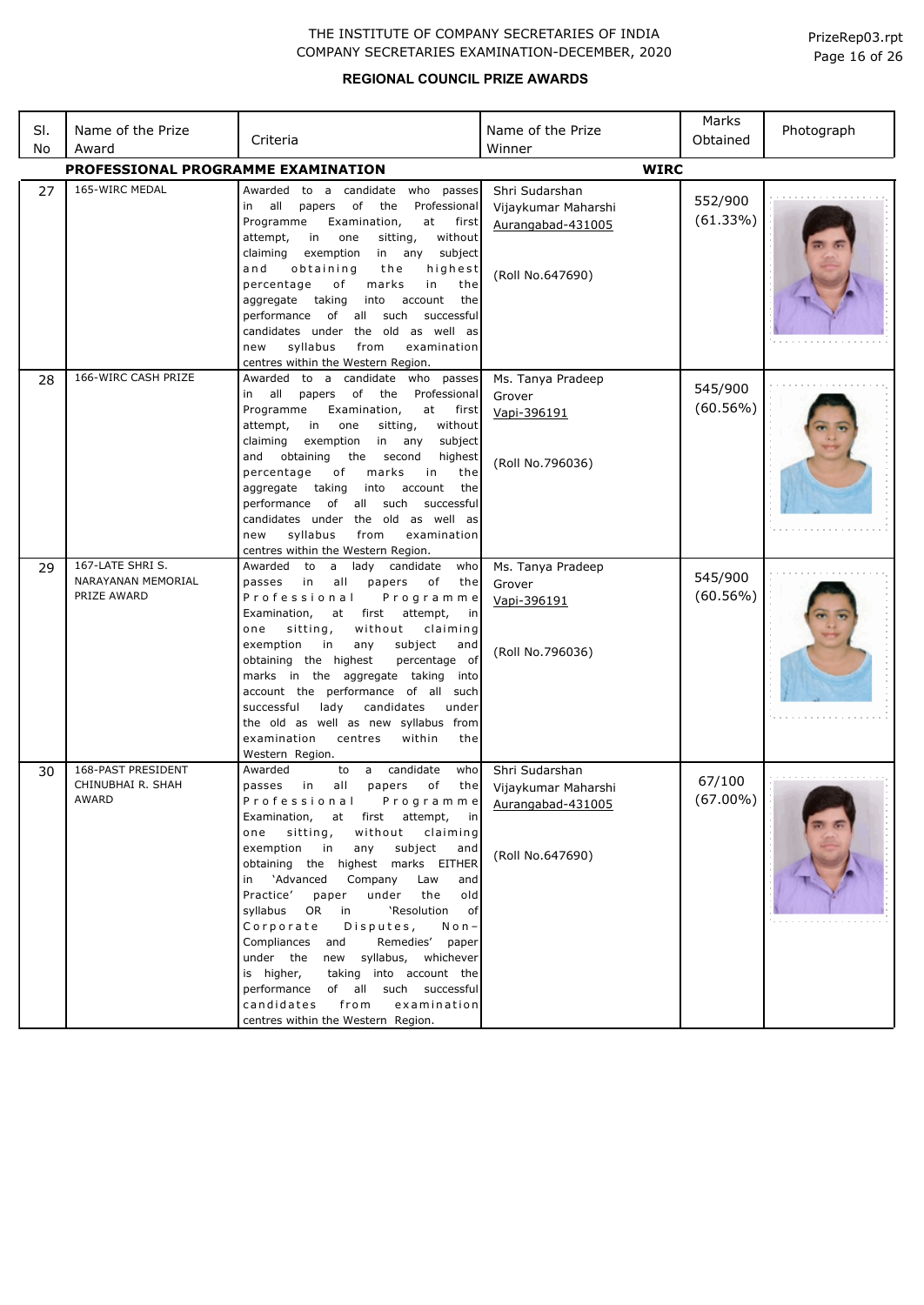THE INSTITUTE OF COMPANY SECRETARIES OF INDIA
COMPANY SECRETARIES EXAMINATION-DECEMBER, 2020

**REGIONAL COUNCIL PRIZE AWARDS**

| Sl. No | Name of the Prize Award | Criteria | Name of the Prize Winner | Marks Obtained | Photograph |
|---|---|---|---|---|---|
| **PROFESSIONAL PROGRAMME EXAMINATION** | | | **WIRC** | | |
| 27 | 165-WIRC MEDAL | Awarded to a candidate who passes in all papers of the Professional Programme Examination, at first attempt, in one sitting, without claiming exemption in any subject and obtaining the highest percentage of marks in the aggregate taking into account the performance of all such successful candidates under the old as well as new syllabus from examination centres within the Western Region. | Shri Sudarshan Vijaykumar Maharshi Aurangabad-431005 (Roll No.647690) | 552/900 (61.33%) | |
| 28 | 166-WIRC CASH PRIZE | Awarded to a candidate who passes in all papers of the Professional Programme Examination, at first attempt, in one sitting, without claiming exemption in any subject and obtaining the second highest percentage of marks in the aggregate taking into account the performance of all such successful candidates under the old as well as new syllabus from examination centres within the Western Region. | Ms. Tanya Pradeep Grover Vapi-396191 (Roll No.796036) | 545/900 (60.56%) | |
| 29 | 167-LATE SHRI S. NARAYANAN MEMORIAL PRIZE AWARD | Awarded to a lady candidate who passes in all papers of the Professional Programme Examination, at first attempt, in one sitting, without claiming exemption in any subject and obtaining the highest percentage of marks in the aggregate taking into account the performance of all such successful lady candidates under the old as well as new syllabus from examination centres within the Western Region. | Ms. Tanya Pradeep Grover Vapi-396191 (Roll No.796036) | 545/900 (60.56%) | |
| 30 | 168-PAST PRESIDENT CHINUBHAI R. SHAH AWARD | Awarded to a candidate who passes in all papers of the Professional Programme Examination, at first attempt, in one sitting, without claiming exemption in any subject and obtaining the highest marks EITHER in 'Advanced Company Law and Practice' paper under the old syllabus OR in 'Resolution of Corporate Disputes, Non-Compliances and Remedies' paper under the new syllabus, whichever is higher, taking into account the performance of all such successful candidates from examination centres within the Western Region. | Shri Sudarshan Vijaykumar Maharshi Aurangabad-431005 (Roll No.647690) | 67/100 (67.00%) | |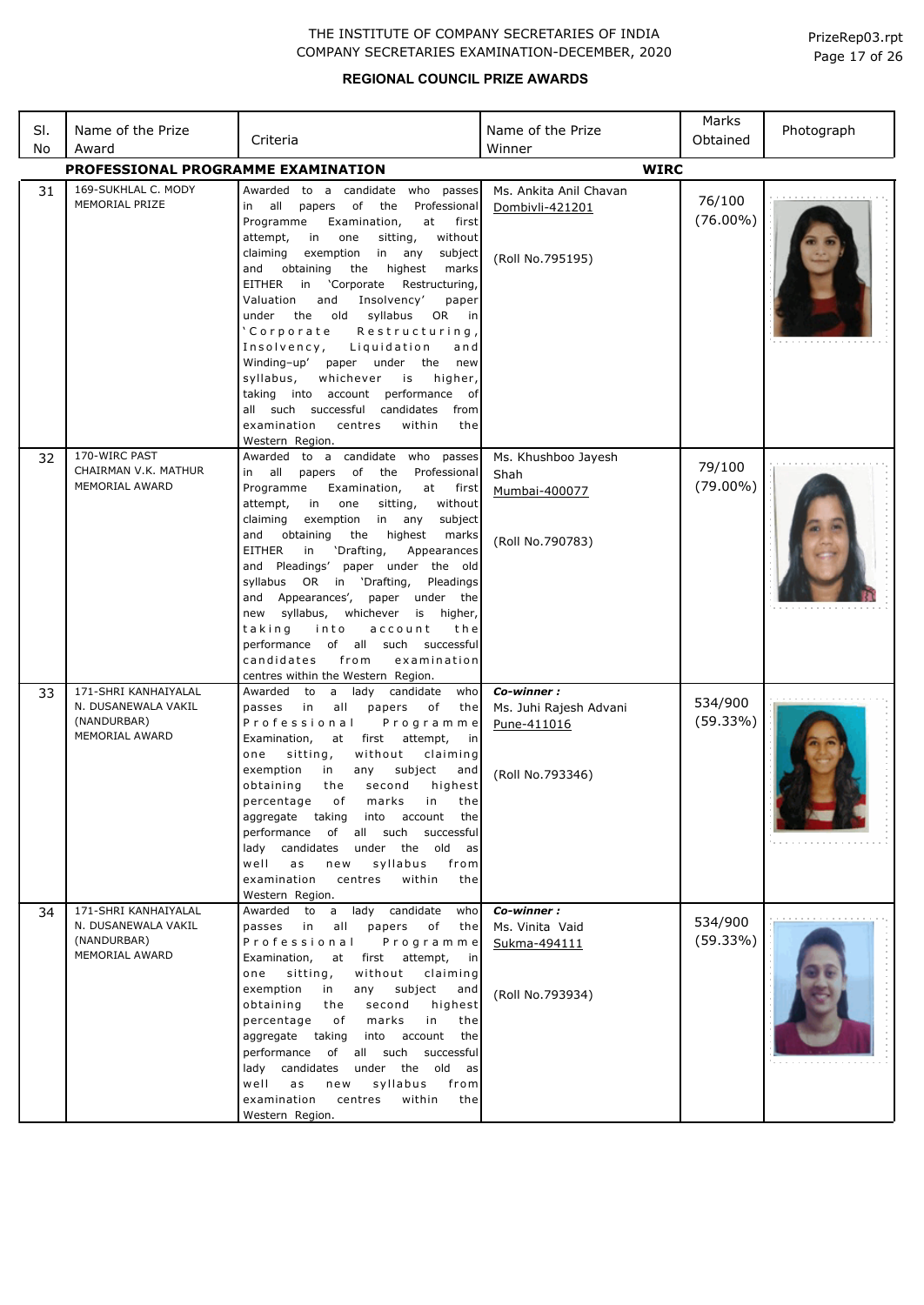# THE INSTITUTE OF COMPANY SECRETARIES OF INDIA
## COMPANY SECRETARIES EXAMINATION-DECEMBER, 2020

### REGIONAL COUNCIL PRIZE AWARDS

**PROFESSIONAL PROGRAMME EXAMINATION** — **WIRC**

| Sl. No | Name of the Prize Award | Criteria | Name of the Prize Winner | Marks Obtained | Photograph |
|---|---|---|---|---|---|
| 31 | 169-SUKHLAL C. MODY MEMORIAL PRIZE | Awarded to a candidate who passes in all papers of the Professional Programme Examination, at first attempt, in one sitting, without claiming exemption in any subject and obtaining the highest marks EITHER in 'Corporate Restructuring, Valuation and Insolvency' paper under the old syllabus OR in 'Corporate Restructuring, Insolvency, Liquidation and Winding-up' paper under the new syllabus, whichever is higher, taking into account performance of all such successful candidates from examination centres within the Western Region. | Ms. Ankita Anil Chavan<br>Dombivli-421201<br><br>(Roll No.795195) | 76/100 (76.00%) | |
| 32 | 170-WIRC PAST CHAIRMAN V.K. MATHUR MEMORIAL AWARD | Awarded to a candidate who passes in all papers of the Professional Programme Examination, at first attempt, in one sitting, without claiming exemption in any subject and obtaining the highest marks EITHER in 'Drafting, Appearances and Pleadings' paper under the old syllabus OR in 'Drafting, Pleadings and Appearances', paper under the new syllabus, whichever is higher, taking into account the performance of all such successful candidates from examination centres within the Western Region. | Ms. Khushboo Jayesh Shah<br>Mumbai-400077<br><br>(Roll No.790783) | 79/100 (79.00%) | |
| 33 | 171-SHRI KANHAIYALAL N. DUSANEWALA VAKIL (NANDURBAR) MEMORIAL AWARD | Awarded to a lady candidate who passes in all papers of the Professional Programme Examination, at first attempt, in one sitting, without claiming exemption in any subject and obtaining the second highest percentage of marks in the aggregate taking into account the performance of all such successful lady candidates under the old as well as new syllabus from examination centres within the Western Region. | ***Co-winner :***<br>Ms. Juhi Rajesh Advani<br>Pune-411016<br><br>(Roll No.793346) | 534/900 (59.33%) | |
| 34 | 171-SHRI KANHAIYALAL N. DUSANEWALA VAKIL (NANDURBAR) MEMORIAL AWARD | Awarded to a lady candidate who passes in all papers of the Professional Programme Examination, at first attempt, in one sitting, without claiming exemption in any subject and obtaining the second highest percentage of marks in the aggregate taking into account the performance of all such successful lady candidates under the old as well as new syllabus from examination centres within the Western Region. | ***Co-winner :***<br>Ms. Vinita Vaid<br>Sukma-494111<br><br>(Roll No.793934) | 534/900 (59.33%) | |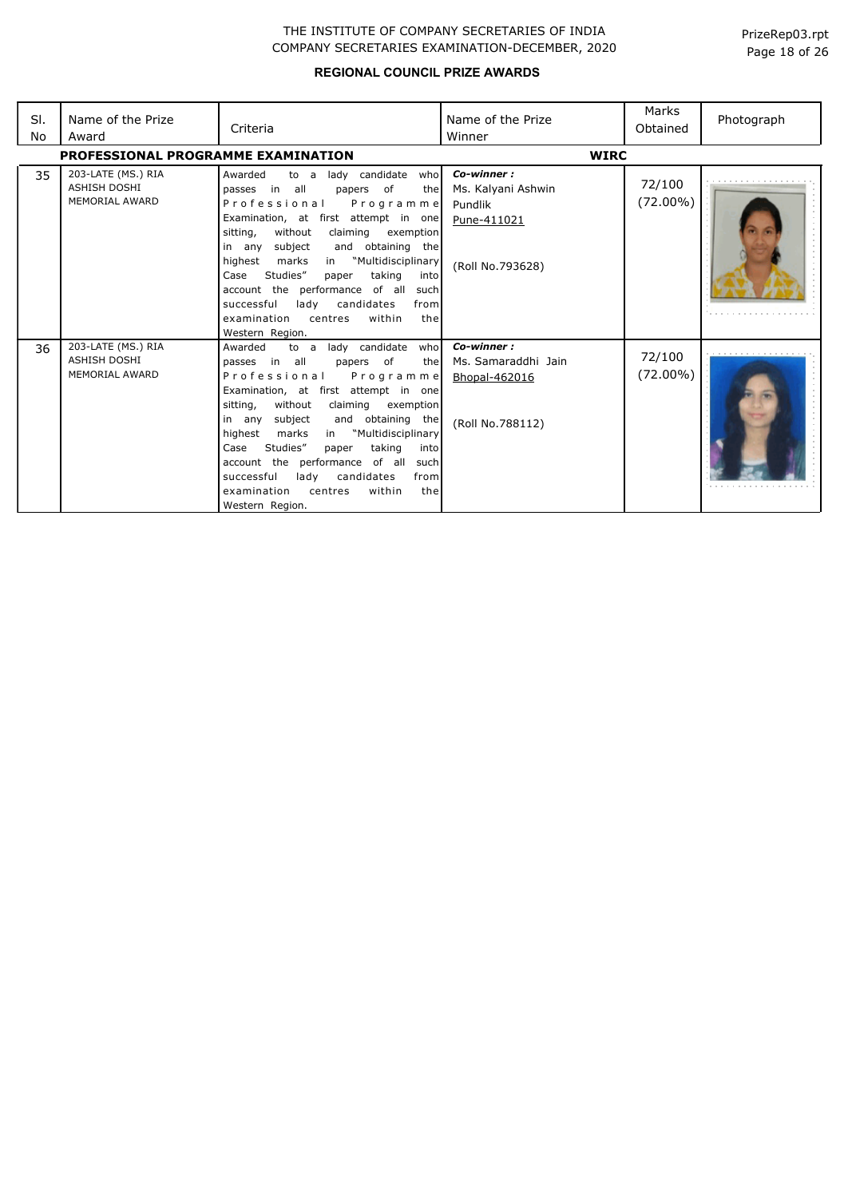THE INSTITUTE OF COMPANY SECRETARIES OF INDIA
COMPANY SECRETARIES EXAMINATION-DECEMBER, 2020

PrizeRep03.rpt

## REGIONAL COUNCIL PRIZE AWARDS

| Sl. No | Name of the Prize Award | Criteria | Name of the Prize Winner | Marks Obtained | Photograph |
|---|---|---|---|---|---|
| **PROFESSIONAL PROGRAMME EXAMINATION** | | | **WIRC** | | |
| 35 | 203-LATE (MS.) RIA ASHISH DOSHI MEMORIAL AWARD | Awarded to a lady candidate who passes in all papers of the Professional Programme Examination, at first attempt in one sitting, without claiming exemption in any subject and obtaining the highest marks in "Multidisciplinary Case Studies" paper taking into account the performance of all such successful lady candidates from examination centres within the Western Region. | ***Co-winner :*** Ms. Kalyani Ashwin Pundlik Pune-411021 (Roll No.793628) | 72/100 (72.00%) | |
| 36 | 203-LATE (MS.) RIA ASHISH DOSHI MEMORIAL AWARD | Awarded to a lady candidate who passes in all papers of the Professional Programme Examination, at first attempt in one sitting, without claiming exemption in any subject and obtaining the highest marks in "Multidisciplinary Case Studies" paper taking into account the performance of all such successful lady candidates from examination centres within the Western Region. | ***Co-winner :*** Ms. Samaraddhi Jain Bhopal-462016 (Roll No.788112) | 72/100 (72.00%) | |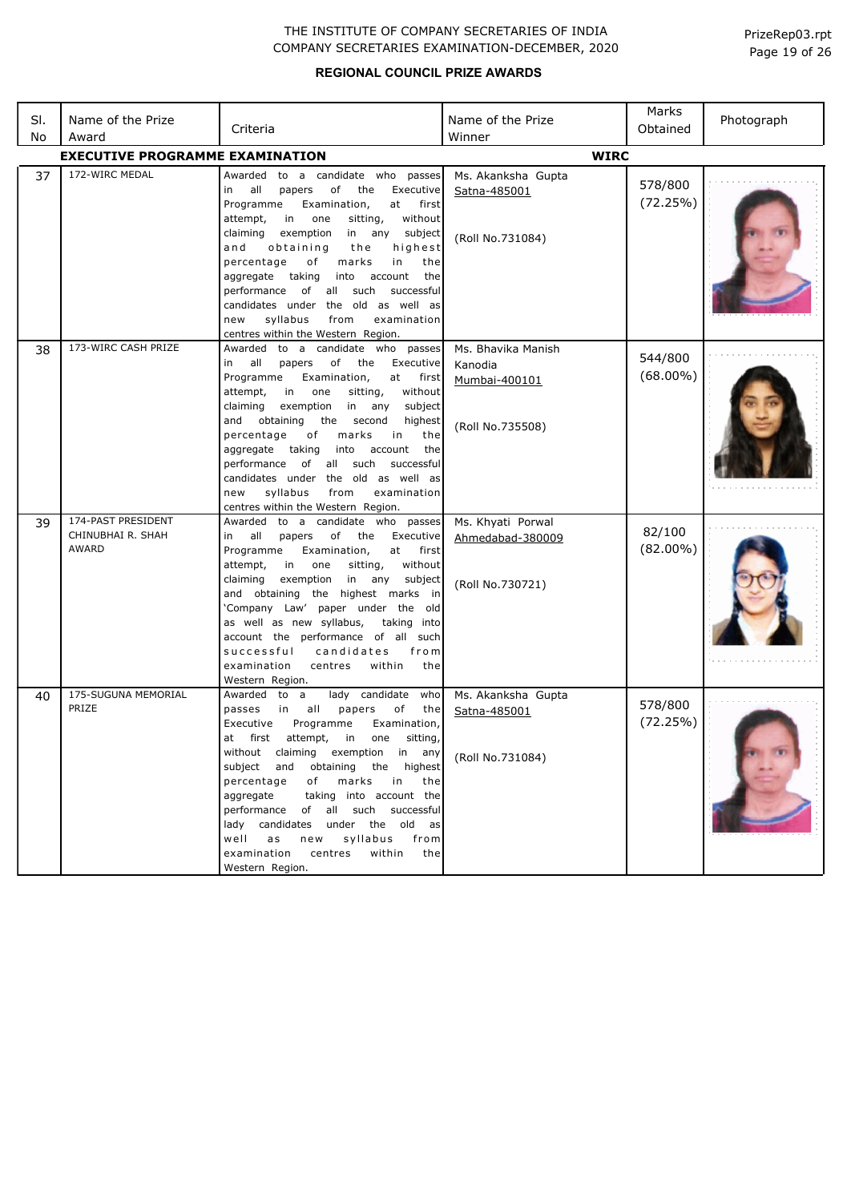THE INSTITUTE OF COMPANY SECRETARIES OF INDIA
COMPANY SECRETARIES EXAMINATION-DECEMBER, 2020

PrizeRep03.rpt

## REGIONAL COUNCIL PRIZE AWARDS

| Sl. No | Name of the Prize Award | Criteria | Name of the Prize Winner | Marks Obtained | Photograph |
|---|---|---|---|---|---|
| **EXECUTIVE PROGRAMME EXAMINATION** | | | **WIRC** | | |
| 37 | 172-WIRC MEDAL | Awarded to a candidate who passes in all papers of the Executive Programme Examination, at first attempt, in one sitting, without claiming exemption in any subject and obtaining the highest percentage of marks in the aggregate taking into account the performance of all such successful candidates under the old as well as new syllabus from examination centres within the Western Region. | Ms. Akanksha Gupta<br>Satna-485001<br><br>(Roll No.731084) | 578/800<br>(72.25%) | |
| 38 | 173-WIRC CASH PRIZE | Awarded to a candidate who passes in all papers of the Executive Programme Examination, at first attempt, in one sitting, without claiming exemption in any subject and obtaining the second highest percentage of marks in the aggregate taking into account the performance of all such successful candidates under the old as well as new syllabus from examination centres within the Western Region. | Ms. Bhavika Manish Kanodia<br>Mumbai-400101<br><br>(Roll No.735508) | 544/800<br>(68.00%) | |
| 39 | 174-PAST PRESIDENT CHINUBHAI R. SHAH AWARD | Awarded to a candidate who passes in all papers of the Executive Programme Examination, at first attempt, in one sitting, without claiming exemption in any subject and obtaining the highest marks in 'Company Law' paper under the old as well as new syllabus, taking into account the performance of all such successful candidates from examination centres within the Western Region. | Ms. Khyati Porwal<br>Ahmedabad-380009<br><br>(Roll No.730721) | 82/100<br>(82.00%) | |
| 40 | 175-SUGUNA MEMORIAL PRIZE | Awarded to a lady candidate who passes in all papers of the Executive Programme Examination, at first attempt, in one sitting, without claiming exemption in any subject and obtaining the highest percentage of marks in the aggregate taking into account the performance of all such successful lady candidates under the old as well as new syllabus from examination centres within the Western Region. | Ms. Akanksha Gupta<br>Satna-485001<br><br>(Roll No.731084) | 578/800<br>(72.25%) | |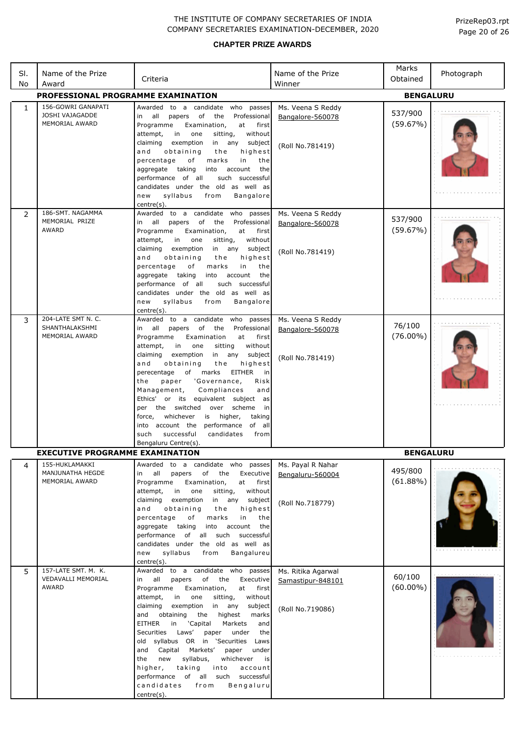THE INSTITUTE OF COMPANY SECRETARIES OF INDIA
COMPANY SECRETARIES EXAMINATION-DECEMBER, 2020

PrizeRep03.rpt

## CHAPTER PRIZE AWARDS

| Sl. No | Name of the Prize Award | Criteria | Name of the Prize Winner | Marks Obtained | Photograph |
|---|---|---|---|---|---|
| **PROFESSIONAL PROGRAMME EXAMINATION** | | | | **BENGALURU** | |
| 1 | 156-GOWRI GANAPATI JOSHI VAJAGADDE MEMORIAL AWARD | Awarded to a candidate who passes in all papers of the Professional Programme Examination, at first attempt, in one sitting, without claiming exemption in any subject and obtaining the highest percentage of marks in the aggregate taking into account the performance of all such successful candidates under the old as well as new syllabus from Bangalore centre(s). | Ms. Veena S Reddy<br>Bangalore-560078<br><br>(Roll No.781419) | 537/900<br>(59.67%) | |
| 2 | 186-SMT. NAGAMMA MEMORIAL PRIZE AWARD | Awarded to a candidate who passes in all papers of the Professional Programme Examination, at first attempt, in one sitting, without claiming exemption in any subject and obtaining the highest percentage of marks in the aggregate taking into account the performance of all such successful candidates under the old as well as new syllabus from Bangalore centre(s). | Ms. Veena S Reddy<br>Bangalore-560078<br><br>(Roll No.781419) | 537/900<br>(59.67%) | |
| 3 | 204-LATE SMT N. C. SHANTHALAKSHMI MEMORIAL AWARD | Awarded to a candidate who passes in all papers of the Professional Programme Examination at first attempt, in one sitting without claiming exemption in any subject and obtaining the highest perecentage of marks EITHER in the paper 'Governance, Risk Management, Compliances and Ethics' or its equivalent subject as per the switched over scheme in force, whichever is higher, taking into account the performance of all such successful candidates from Bengaluru Centre(s). | Ms. Veena S Reddy<br>Bangalore-560078<br><br>(Roll No.781419) | 76/100<br>(76.00%) | |
| **EXECUTIVE PROGRAMME EXAMINATION** | | | | **BENGALURU** | |
| 4 | 155-HUKLAMAKKI MANJUNATHA HEGDE MEMORIAL AWARD | Awarded to a candidate who passes in all papers of the Executive Programme Examination, at first attempt, in one sitting, without claiming exemption in any subject and obtaining the highest percentage of marks in the aggregate taking into account the performance of all such successful candidates under the old as well as new syllabus from Bangalureu centre(s). | Ms. Payal R Nahar<br>Bengaluru-560004<br><br>(Roll No.718779) | 495/800<br>(61.88%) | |
| 5 | 157-LATE SMT. M. K. VEDAVALLI MEMORIAL AWARD | Awarded to a candidate who passes in all papers of the Executive Programme Examination, at first attempt, in one sitting, without claiming exemption in any subject and obtaining the highest marks EITHER in 'Capital Markets and Securities Laws' paper under the old syllabus OR in 'Securities Laws and Capital Markets' paper under the new syllabus, whichever is higher, taking into account performance of all such successful candidates from Bengaluru centre(s). | Ms. Ritika Agarwal<br>Samastipur-848101<br><br>(Roll No.719086) | 60/100<br>(60.00%) | |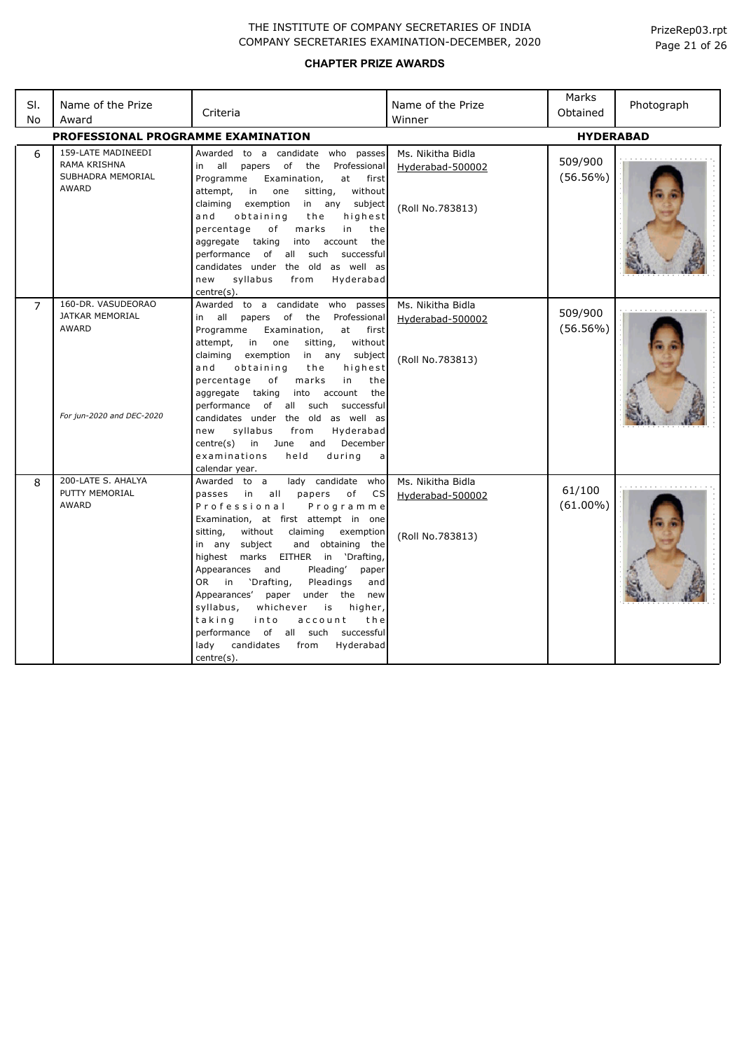THE INSTITUTE OF COMPANY SECRETARIES OF INDIA
COMPANY SECRETARIES EXAMINATION-DECEMBER, 2020

**CHAPTER PRIZE AWARDS**

| Sl. No | Name of the Prize Award | Criteria | Name of the Prize Winner | Marks Obtained | Photograph |
|---|---|---|---|---|---|
| **PROFESSIONAL PROGRAMME EXAMINATION** | | | | **HYDERABAD** | |
| 6 | 159-LATE MADINEEDI RAMA KRISHNA SUBHADRA MEMORIAL AWARD | Awarded to a candidate who passes in all papers of the Professional Programme Examination, at first attempt, in one sitting, without claiming exemption in any subject and obtaining the highest percentage of marks in the aggregate taking into account the performance of all such successful candidates under the old as well as new syllabus from Hyderabad centre(s). | Ms. Nikitha Bidla<br>Hyderabad-500002<br><br>(Roll No.783813) | 509/900 (56.56%) | |
| 7 | 160-DR. VASUDEORAO JATKAR MEMORIAL AWARD<br><br>*For jun-2020 and DEC-2020* | Awarded to a candidate who passes in all papers of the Professional Programme Examination, at first attempt, in one sitting, without claiming exemption in any subject and obtaining the highest percentage of marks in the aggregate taking into account the performance of all such successful candidates under the old as well as new syllabus from Hyderabad centre(s) in June and December examinations held during a calendar year. | Ms. Nikitha Bidla<br>Hyderabad-500002<br><br>(Roll No.783813) | 509/900 (56.56%) | |
| 8 | 200-LATE S. AHALYA PUTTY MEMORIAL AWARD | Awarded to a lady candidate who passes in all papers of CS Professional Programme Examination, at first attempt in one sitting, without claiming exemption in any subject and obtaining the highest marks EITHER in 'Drafting, Appearances and Pleading' paper OR in 'Drafting, Pleadings and Appearances' paper under the new syllabus, whichever is higher, taking into account the performance of all such successful lady candidates from Hyderabad centre(s). | Ms. Nikitha Bidla<br>Hyderabad-500002<br><br>(Roll No.783813) | 61/100 (61.00%) | |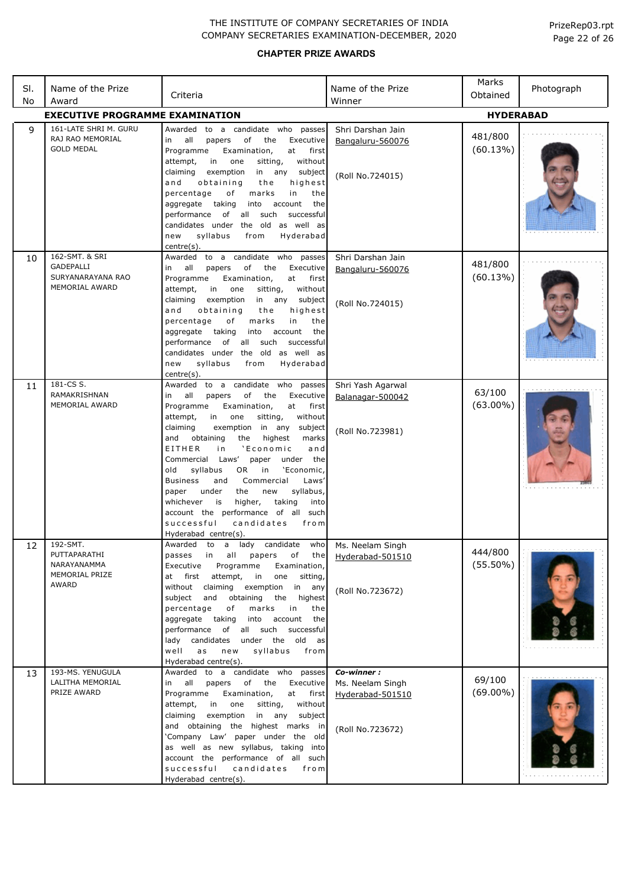THE INSTITUTE OF COMPANY SECRETARIES OF INDIA
COMPANY SECRETARIES EXAMINATION-DECEMBER, 2020

## CHAPTER PRIZE AWARDS

| Sl. No | Name of the Prize Award | Criteria | Name of the Prize Winner | Marks Obtained | Photograph |
|---|---|---|---|---|---|
| **EXECUTIVE PROGRAMME EXAMINATION** | | | | **HYDERABAD** | |
| 9 | 161-LATE SHRI M. GURU RAJ RAO MEMORIAL GOLD MEDAL | Awarded to a candidate who passes in all papers of the Executive Programme Examination, at first attempt, in one sitting, without claiming exemption in any subject and obtaining the highest percentage of marks in the aggregate taking into account the performance of all such successful candidates under the old as well as new syllabus from Hyderabad centre(s). | Shri Darshan Jain<br>Bangaluru-560076<br><br>(Roll No.724015) | 481/800<br>(60.13%) | |
| 10 | 162-SMT. & SRI GADEPALLI SURYANARAYANA RAO MEMORIAL AWARD | Awarded to a candidate who passes in all papers of the Executive Programme Examination, at first attempt, in one sitting, without claiming exemption in any subject and obtaining the highest percentage of marks in the aggregate taking into account the performance of all such successful candidates under the old as well as new syllabus from Hyderabad centre(s). | Shri Darshan Jain<br>Bangaluru-560076<br><br>(Roll No.724015) | 481/800<br>(60.13%) | |
| 11 | 181-CS S. RAMAKRISHNAN MEMORIAL AWARD | Awarded to a candidate who passes in all papers of the Executive Programme Examination, at first attempt, in one sitting, without claiming exemption in any subject and obtaining the highest marks EITHER in 'Economic and Commercial Laws' paper under the old syllabus OR in 'Economic, Business and Commercial Laws' paper under the new syllabus, whichever is higher, taking into account the performance of all such successful candidates from Hyderabad centre(s). | Shri Yash Agarwal<br>Balanagar-500042<br><br>(Roll No.723981) | 63/100<br>(63.00%) | |
| 12 | 192-SMT. PUTTAPARATHI NARAYANAMMA MEMORIAL PRIZE AWARD | Awarded to a lady candidate who passes in all papers of the Executive Programme Examination, at first attempt, in one sitting, without claiming exemption in any subject and obtaining the highest percentage of marks in the aggregate taking into account the performance of all such successful lady candidates under the old as well as new syllabus from Hyderabad centre(s). | Ms. Neelam Singh<br>Hyderabad-501510<br><br>(Roll No.723672) | 444/800<br>(55.50%) | |
| 13 | 193-MS. YENUGULA LALITHA MEMORIAL PRIZE AWARD | Awarded to a candidate who passes in all papers of the Executive Programme Examination, at first attempt, in one sitting, without claiming exemption in any subject and obtaining the highest marks in 'Company Law' paper under the old as well as new syllabus, taking into account the performance of all such successful candidates from Hyderabad centre(s). | ***Co-winner :***<br>Ms. Neelam Singh<br>Hyderabad-501510<br><br>(Roll No.723672) | 69/100<br>(69.00%) | |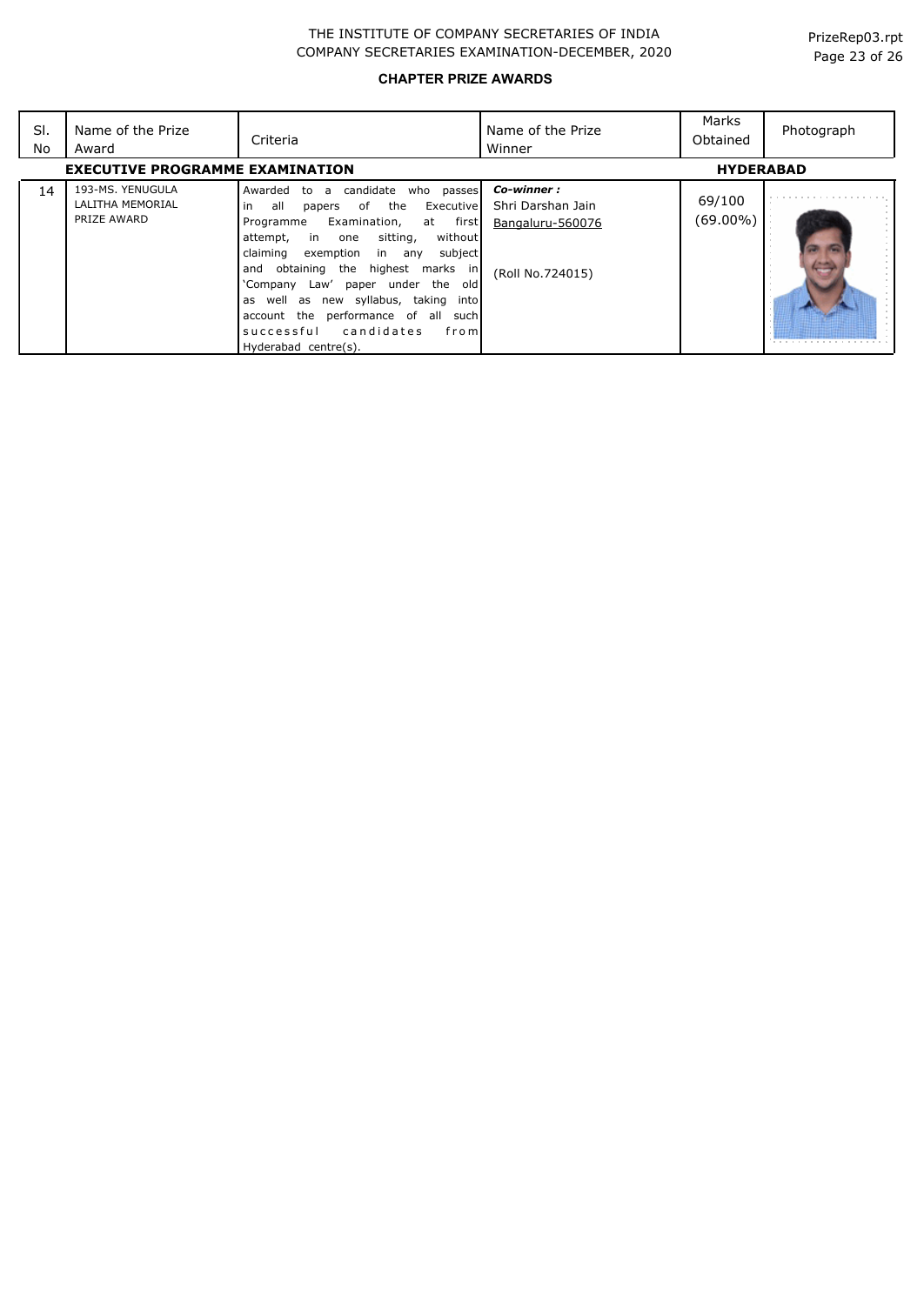THE INSTITUTE OF COMPANY SECRETARIES OF INDIA
COMPANY SECRETARIES EXAMINATION-DECEMBER, 2020

PrizeRep03.rpt

## CHAPTER PRIZE AWARDS

| Sl. No | Name of the Prize Award | Criteria | Name of the Prize Winner | Marks Obtained | Photograph |
|---|---|---|---|---|---|
| **EXECUTIVE PROGRAMME EXAMINATION** | | | | **HYDERABAD** | |
| 14 | 193-MS. YENUGULA LALITHA MEMORIAL PRIZE AWARD | Awarded to a candidate who passes in all papers of the Executive Programme Examination, at first attempt, in one sitting, without claiming exemption in any subject and obtaining the highest marks in 'Company Law' paper under the old as well as new syllabus, taking into account the performance of all such successful candidates from Hyderabad centre(s). | ***Co-winner :*** Shri Darshan Jain Bangaluru-560076 (Roll No.724015) | 69/100 (69.00%) | |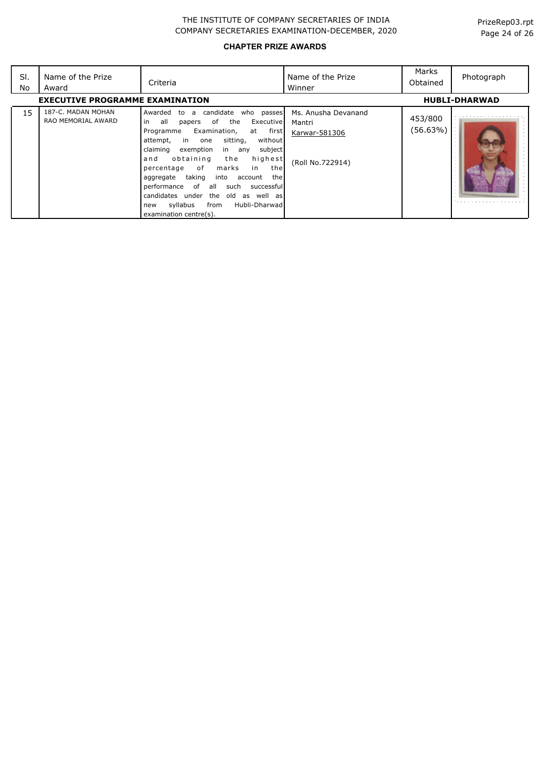THE INSTITUTE OF COMPANY SECRETARIES OF INDIA
COMPANY SECRETARIES EXAMINATION-DECEMBER, 2020

**CHAPTER PRIZE AWARDS**

| Sl. No | Name of the Prize Award | Criteria | Name of the Prize Winner | Marks Obtained | Photograph |
|---|---|---|---|---|---|
| **EXECUTIVE PROGRAMME EXAMINATION** | | | | | **HUBLI-DHARWAD** |
| 15 | 187-C. MADAN MOHAN RAO MEMORIAL AWARD | Awarded to a candidate who passes in all papers of the Executive Programme Examination, at first attempt, in one sitting, without claiming exemption in any subject and obtaining the highest percentage of marks in the aggregate taking into account the performance of all such successful candidates under the old as well as new syllabus from Hubli-Dharwad examination centre(s). | Ms. Anusha Devanand Mantri<br>Karwar-581306<br><br>(Roll No.722914) | 453/800 (56.63%) | |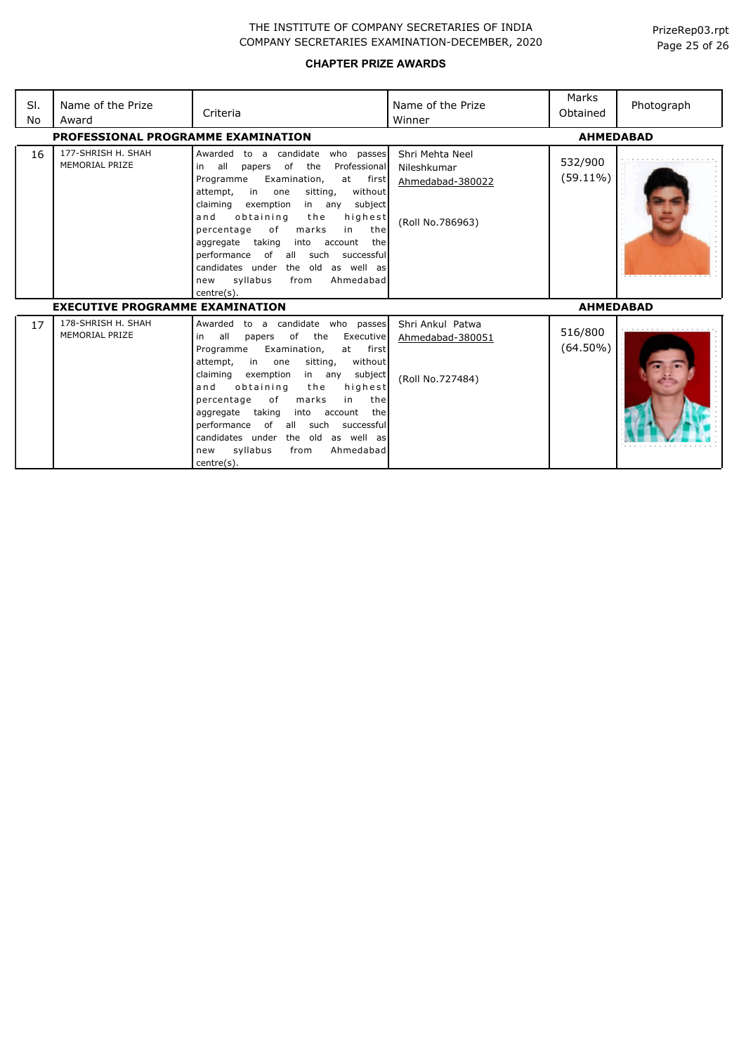THE INSTITUTE OF COMPANY SECRETARIES OF INDIA
COMPANY SECRETARIES EXAMINATION-DECEMBER, 2020

PrizeRep03.rpt

## CHAPTER PRIZE AWARDS

| Sl. No | Name of the Prize Award | Criteria | Name of the Prize Winner | Marks Obtained | Photograph |
|---|---|---|---|---|---|
| **PROFESSIONAL PROGRAMME EXAMINATION** | | | | **AHMEDABAD** | |
| 16 | 177-SHRISH H. SHAH MEMORIAL PRIZE | Awarded to a candidate who passes in all papers of the Professional Programme Examination, at first attempt, in one sitting, without claiming exemption in any subject and obtaining the highest percentage of marks in the aggregate taking into account the performance of all such successful candidates under the old as well as new syllabus from Ahmedabad centre(s). | Shri Mehta Neel Nileshkumar<br>Ahmedabad-380022<br><br>(Roll No.786963) | 532/900 (59.11%) | |
| **EXECUTIVE PROGRAMME EXAMINATION** | | | | **AHMEDABAD** | |
| 17 | 178-SHRISH H. SHAH MEMORIAL PRIZE | Awarded to a candidate who passes in all papers of the Executive Programme Examination, at first attempt, in one sitting, without claiming exemption in any subject and obtaining the highest percentage of marks in the aggregate taking into account the performance of all such successful candidates under the old as well as new syllabus from Ahmedabad centre(s). | Shri Ankul Patwa<br>Ahmedabad-380051<br><br>(Roll No.727484) | 516/800 (64.50%) | |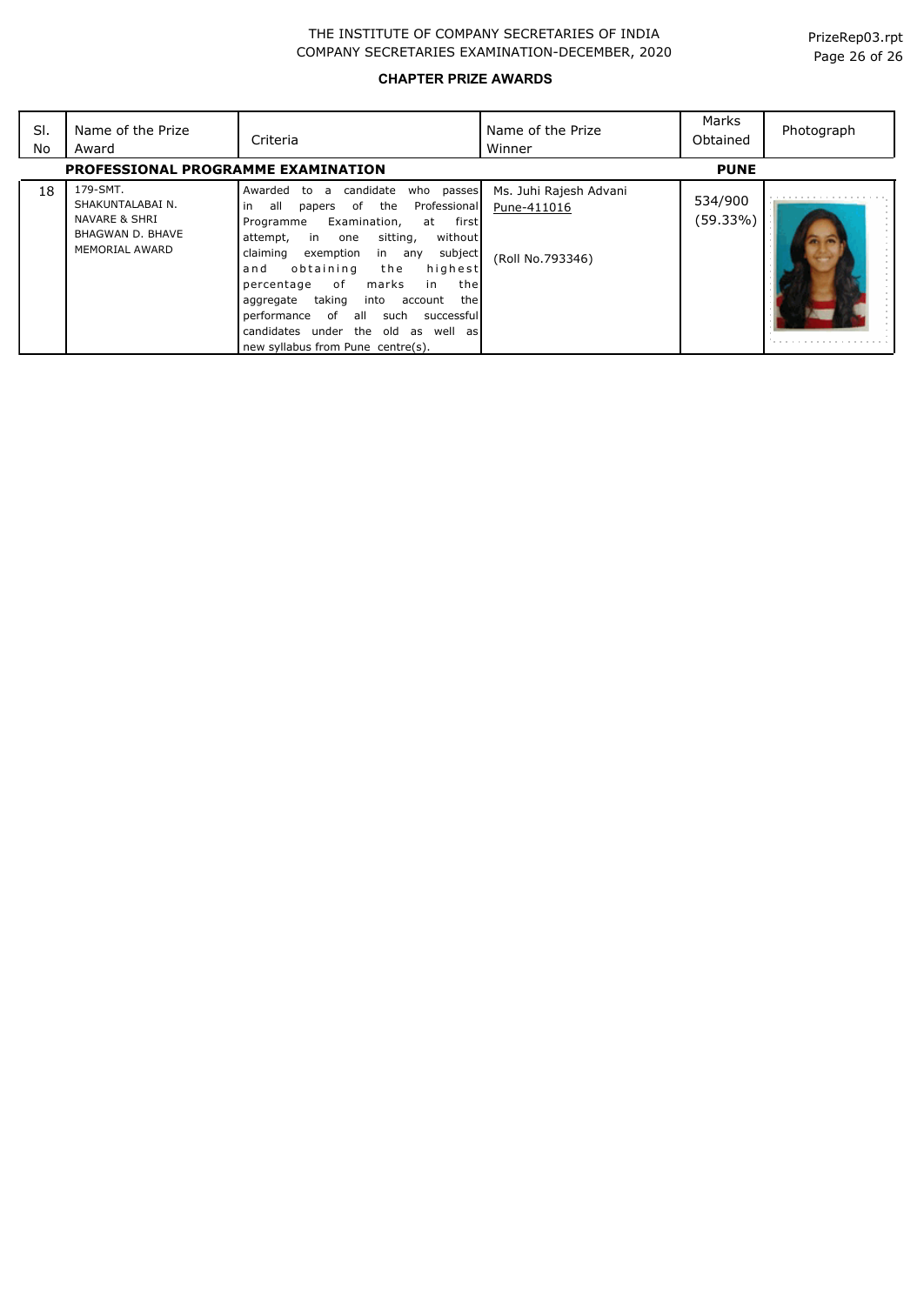THE INSTITUTE OF COMPANY SECRETARIES OF INDIA
COMPANY SECRETARIES EXAMINATION-DECEMBER, 2020

PrizeRep03.rpt

## CHAPTER PRIZE AWARDS

| Sl. No | Name of the Prize Award | Criteria | Name of the Prize Winner | Marks Obtained | Photograph |
|---|---|---|---|---|---|
| **PROFESSIONAL PROGRAMME EXAMINATION** | | | | **PUNE** | |
| 18 | 179-SMT. SHAKUNTALABAI N. NAVARE & SHRI BHAGWAN D. BHAVE MEMORIAL AWARD | Awarded to a candidate who passes in all papers of the Professional Programme Examination, at first attempt, in one sitting, without claiming exemption in any subject and obtaining the highest percentage of marks in the aggregate taking into account the performance of all such successful candidates under the old as well as new syllabus from Pune centre(s). | Ms. Juhi Rajesh Advani<br>Pune-411016<br><br>(Roll No.793346) | 534/900 (59.33%) | |